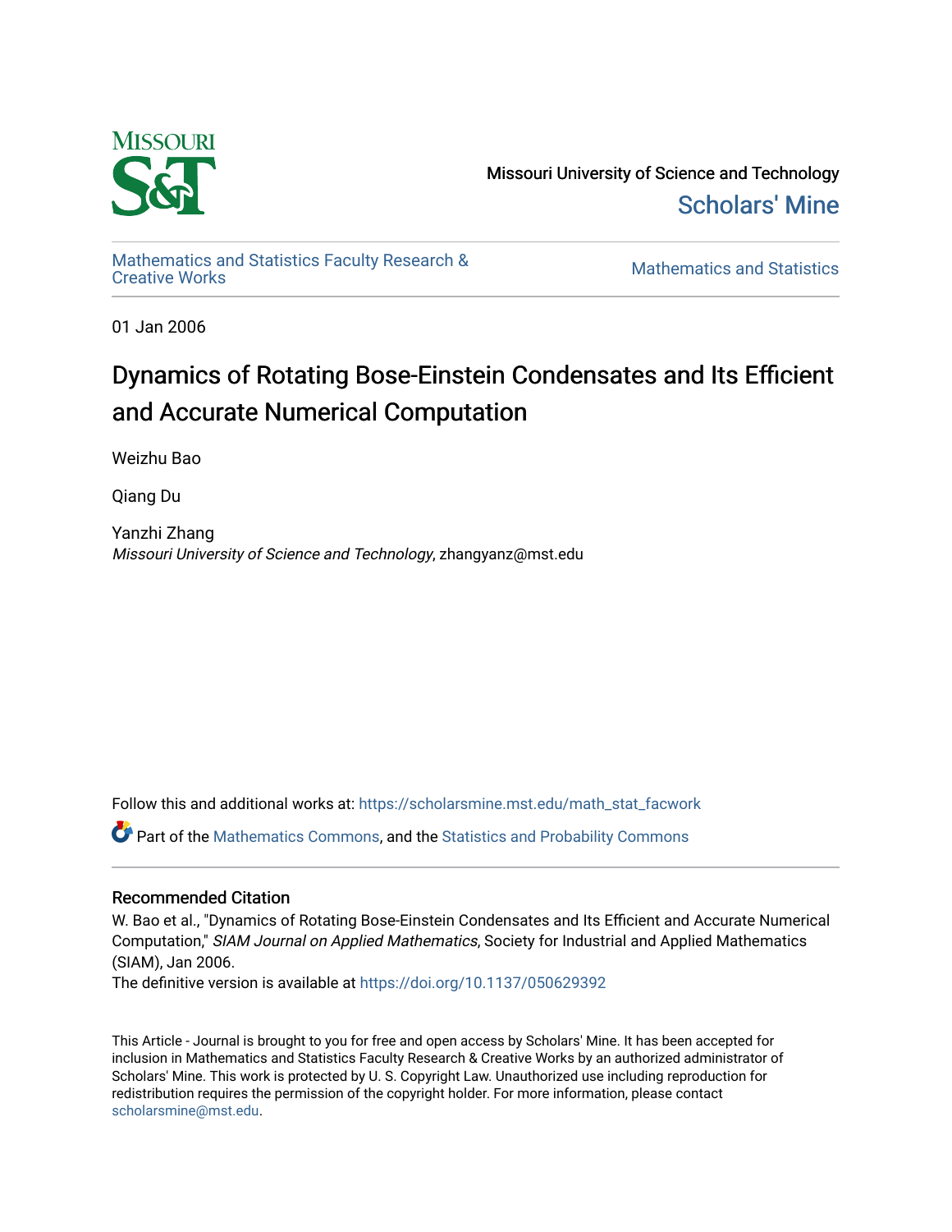Missouri University of Science and Technology

Scholars' Mine

Mathematics and Statistics Faculty Research & Creative Works

Mathematics and Statistics

01 Jan 2006

# Dynamics of Rotating Bose-Einstein Condensates and Its Efficient and Accurate Numerical Computation

Weizhu Bao

Qiang Du

Yanzhi Zhang
*Missouri University of Science and Technology*, zhangyanz@mst.edu

Follow this and additional works at: https://scholarsmine.mst.edu/math_stat_facwork

Part of the Mathematics Commons, and the Statistics and Probability Commons

## Recommended Citation

W. Bao et al., "Dynamics of Rotating Bose-Einstein Condensates and Its Efficient and Accurate Numerical Computation," *SIAM Journal on Applied Mathematics*, Society for Industrial and Applied Mathematics (SIAM), Jan 2006.
The definitive version is available at https://doi.org/10.1137/050629392

This Article - Journal is brought to you for free and open access by Scholars' Mine. It has been accepted for inclusion in Mathematics and Statistics Faculty Research & Creative Works by an authorized administrator of Scholars' Mine. This work is protected by U. S. Copyright Law. Unauthorized use including reproduction for redistribution requires the permission of the copyright holder. For more information, please contact scholarsmine@mst.edu.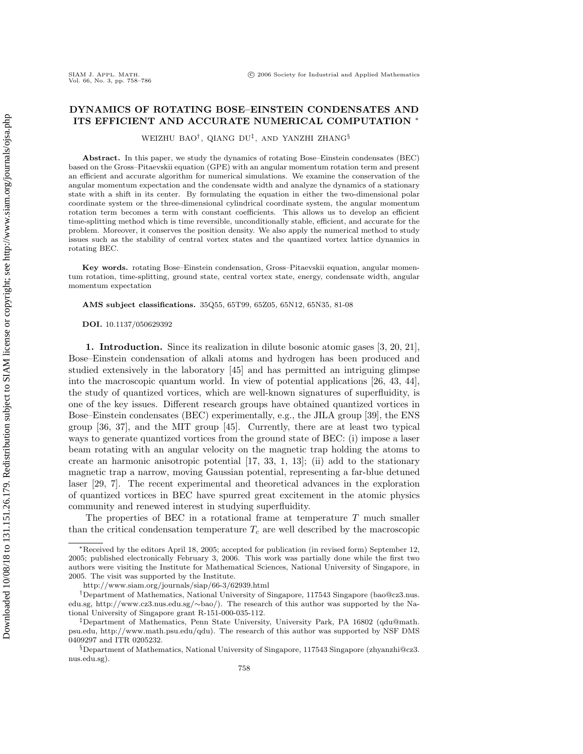# DYNAMICS OF ROTATING BOSE–EINSTEIN CONDENSATES AND ITS EFFICIENT AND ACCURATE NUMERICAL COMPUTATION *

WEIZHU BAO†, QIANG DU‡, AND YANZHI ZHANG§

**Abstract.** In this paper, we study the dynamics of rotating Bose–Einstein condensates (BEC) based on the Gross–Pitaevskii equation (GPE) with an angular momentum rotation term and present an efficient and accurate algorithm for numerical simulations. We examine the conservation of the angular momentum expectation and the condensate width and analyze the dynamics of a stationary state with a shift in its center. By formulating the equation in either the two-dimensional polar coordinate system or the three-dimensional cylindrical coordinate system, the angular momentum rotation term becomes a term with constant coefficients. This allows us to develop an efficient time-splitting method which is time reversible, unconditionally stable, efficient, and accurate for the problem. Moreover, it conserves the position density. We also apply the numerical method to study issues such as the stability of central vortex states and the quantized vortex lattice dynamics in rotating BEC.

**Key words.** rotating Bose–Einstein condensation, Gross–Pitaevskii equation, angular momentum rotation, time-splitting, ground state, central vortex state, energy, condensate width, angular momentum expectation

**AMS subject classifications.** 35Q55, 65T99, 65Z05, 65N12, 65N35, 81-08

**DOI.** 10.1137/050629392

**1. Introduction.** Since its realization in dilute bosonic atomic gases [3, 20, 21], Bose–Einstein condensation of alkali atoms and hydrogen has been produced and studied extensively in the laboratory [45] and has permitted an intriguing glimpse into the macroscopic quantum world. In view of potential applications [26, 43, 44], the study of quantized vortices, which are well-known signatures of superfluidity, is one of the key issues. Different research groups have obtained quantized vortices in Bose–Einstein condensates (BEC) experimentally, e.g., the JILA group [39], the ENS group [36, 37], and the MIT group [45]. Currently, there are at least two typical ways to generate quantized vortices from the ground state of BEC: (i) impose a laser beam rotating with an angular velocity on the magnetic trap holding the atoms to create an harmonic anisotropic potential [17, 33, 1, 13]; (ii) add to the stationary magnetic trap a narrow, moving Gaussian potential, representing a far-blue detuned laser [29, 7]. The recent experimental and theoretical advances in the exploration of quantized vortices in BEC have spurred great excitement in the atomic physics community and renewed interest in studying superfluidity.

The properties of BEC in a rotational frame at temperature $T$ much smaller than the critical condensation temperature $T_c$ are well described by the macroscopic

---

*Received by the editors April 18, 2005; accepted for publication (in revised form) September 12, 2005; published electronically February 3, 2006. This work was partially done while the first two authors were visiting the Institute for Mathematical Sciences, National University of Singapore, in 2005. The visit was supported by the Institute.

http://www.siam.org/journals/siap/66-3/62939.html

†Department of Mathematics, National University of Singapore, 117543 Singapore (bao@cz3.nus.edu.sg, http://www.cz3.nus.edu.sg/~bao/). The research of this author was supported by the National University of Singapore grant R-151-000-035-112.

‡Department of Mathematics, Penn State University, University Park, PA 16802 (qdu@math.psu.edu, http://www.math.psu.edu/qdu). The research of this author was supported by NSF DMS 0409297 and ITR 0205232.

§Department of Mathematics, National University of Singapore, 117543 Singapore (zhyanzhi@cz3.nus.edu.sg).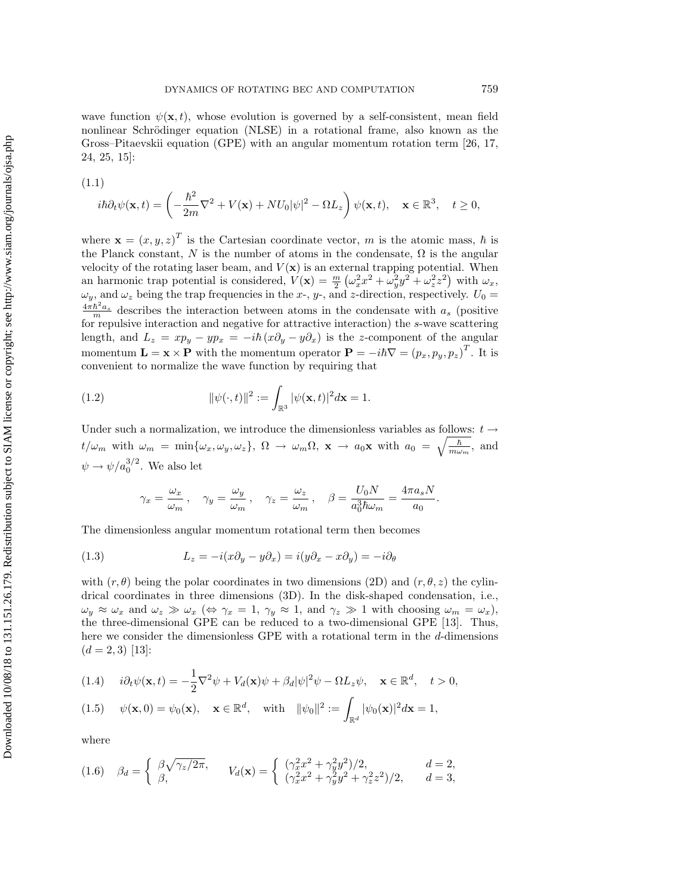wave function $\psi(\mathbf{x}, t)$, whose evolution is governed by a self-consistent, mean field nonlinear Schrödinger equation (NLSE) in a rotational frame, also known as the Gross–Pitaevskii equation (GPE) with an angular momentum rotation term [26, 17, 24, 25, 15]:

(1.1)

$$i\hbar\partial_t\psi(\mathbf{x}, t) = \left(-\frac{\hbar^2}{2m}\nabla^2 + V(\mathbf{x}) + NU_0|\psi|^2 - \Omega L_z\right)\psi(\mathbf{x}, t), \quad \mathbf{x} \in \mathbb{R}^3, \quad t \geq 0,$$

where $\mathbf{x} = (x, y, z)^T$ is the Cartesian coordinate vector, $m$ is the atomic mass, $\hbar$ is the Planck constant, $N$ is the number of atoms in the condensate, $\Omega$ is the angular velocity of the rotating laser beam, and $V(\mathbf{x})$ is an external trapping potential. When an harmonic trap potential is considered, $V(\mathbf{x}) = \frac{m}{2}\left(\omega_x^2 x^2 + \omega_y^2 y^2 + \omega_z^2 z^2\right)$ with $\omega_x$, $\omega_y$, and $\omega_z$ being the trap frequencies in the $x$-, $y$-, and $z$-direction, respectively. $U_0 = \frac{4\pi\hbar^2 a_s}{m}$ describes the interaction between atoms in the condensate with $a_s$ (positive for repulsive interaction and negative for attractive interaction) the $s$-wave scattering length, and $L_z = xp_y - yp_x = -i\hbar(x\partial_y - y\partial_x)$ is the $z$-component of the angular momentum $\mathbf{L} = \mathbf{x} \times \mathbf{P}$ with the momentum operator $\mathbf{P} = -i\hbar\nabla = (p_x, p_y, p_z)^T$. It is convenient to normalize the wave function by requiring that

$$\|\psi(\cdot, t)\|^2 := \int_{\mathbb{R}^3} |\psi(\mathbf{x}, t)|^2 d\mathbf{x} = 1. \tag{1.2}$$

Under such a normalization, we introduce the dimensionless variables as follows: $t \to t/\omega_m$ with $\omega_m = \min\{\omega_x, \omega_y, \omega_z\}$, $\Omega \to \omega_m\Omega$, $\mathbf{x} \to a_0\mathbf{x}$ with $a_0 = \sqrt{\frac{\hbar}{m\omega_m}}$, and $\psi \to \psi/a_0^{3/2}$. We also let

$$\gamma_x = \frac{\omega_x}{\omega_m}, \quad \gamma_y = \frac{\omega_y}{\omega_m}, \quad \gamma_z = \frac{\omega_z}{\omega_m}, \quad \beta = \frac{U_0 N}{a_0^3\hbar\omega_m} = \frac{4\pi a_s N}{a_0}.$$

The dimensionless angular momentum rotational term then becomes

$$L_z = -i(x\partial_y - y\partial_x) = i(y\partial_x - x\partial_y) = -i\partial_\theta \tag{1.3}$$

with $(r, \theta)$ being the polar coordinates in two dimensions (2D) and $(r, \theta, z)$ the cylindrical coordinates in three dimensions (3D). In the disk-shaped condensation, i.e., $\omega_y \approx \omega_x$ and $\omega_z \gg \omega_x$ ($\Leftrightarrow \gamma_x = 1$, $\gamma_y \approx 1$, and $\gamma_z \gg 1$ with choosing $\omega_m = \omega_x$), the three-dimensional GPE can be reduced to a two-dimensional GPE [13]. Thus, here we consider the dimensionless GPE with a rotational term in the $d$-dimensions ($d = 2, 3$) [13]:

$$i\partial_t\psi(\mathbf{x}, t) = -\frac{1}{2}\nabla^2\psi + V_d(\mathbf{x})\psi + \beta_d|\psi|^2\psi - \Omega L_z\psi, \quad \mathbf{x} \in \mathbb{R}^d, \quad t > 0, \tag{1.4}$$

$$\psi(\mathbf{x}, 0) = \psi_0(\mathbf{x}), \quad \mathbf{x} \in \mathbb{R}^d, \quad \text{with} \quad \|\psi_0\|^2 := \int_{\mathbb{R}^d} |\psi_0(\mathbf{x})|^2 d\mathbf{x} = 1, \tag{1.5}$$

where

$$\beta_d = \begin{cases} \beta\sqrt{\gamma_z/2\pi}, \\ \beta, \end{cases} \qquad V_d(\mathbf{x}) = \begin{cases} (\gamma_x^2 x^2 + \gamma_y^2 y^2)/2, & d = 2, \\ (\gamma_x^2 x^2 + \gamma_y^2 y^2 + \gamma_z^2 z^2)/2, & d = 3, \end{cases} \tag{1.6}$$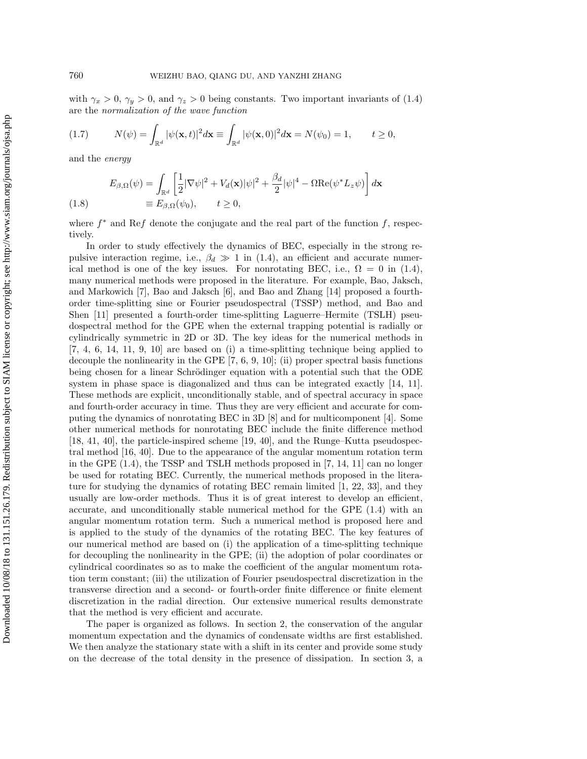with $\gamma_x > 0$, $\gamma_y > 0$, and $\gamma_z > 0$ being constants. Two important invariants of (1.4) are the *normalization of the wave function*

$$N(\psi) = \int_{\mathbb{R}^d} |\psi(\mathbf{x},t)|^2 d\mathbf{x} \equiv \int_{\mathbb{R}^d} |\psi(\mathbf{x},0)|^2 d\mathbf{x} = N(\psi_0) = 1, \qquad t \geq 0, \tag{1.7}$$

and the *energy*

$$\begin{aligned} E_{\beta,\Omega}(\psi) &= \int_{\mathbb{R}^d} \left[ \frac{1}{2}|\nabla\psi|^2 + V_d(\mathbf{x})|\psi|^2 + \frac{\beta_d}{2}|\psi|^4 - \Omega \mathrm{Re}(\psi^* L_z \psi) \right] d\mathbf{x} \\ &\equiv E_{\beta,\Omega}(\psi_0), \qquad t \geq 0, \end{aligned} \tag{1.8}$$

where $f^*$ and $\mathrm{Re} f$ denote the conjugate and the real part of the function $f$, respectively.

In order to study effectively the dynamics of BEC, especially in the strong repulsive interaction regime, i.e., $\beta_d \gg 1$ in (1.4), an efficient and accurate numerical method is one of the key issues. For nonrotating BEC, i.e., $\Omega = 0$ in (1.4), many numerical methods were proposed in the literature. For example, Bao, Jaksch, and Markowich [7], Bao and Jaksch [6], and Bao and Zhang [14] proposed a fourth-order time-splitting sine or Fourier pseudospectral (TSSP) method, and Bao and Shen [11] presented a fourth-order time-splitting Laguerre–Hermite (TSLH) pseudospectral method for the GPE when the external trapping potential is radially or cylindrically symmetric in 2D or 3D. The key ideas for the numerical methods in [7, 4, 6, 14, 11, 9, 10] are based on (i) a time-splitting technique being applied to decouple the nonlinearity in the GPE [7, 6, 9, 10]; (ii) proper spectral basis functions being chosen for a linear Schrödinger equation with a potential such that the ODE system in phase space is diagonalized and thus can be integrated exactly [14, 11]. These methods are explicit, unconditionally stable, and of spectral accuracy in space and fourth-order accuracy in time. Thus they are very efficient and accurate for computing the dynamics of nonrotating BEC in 3D [8] and for multicomponent [4]. Some other numerical methods for nonrotating BEC include the finite difference method [18, 41, 40], the particle-inspired scheme [19, 40], and the Runge–Kutta pseudospectral method [16, 40]. Due to the appearance of the angular momentum rotation term in the GPE (1.4), the TSSP and TSLH methods proposed in [7, 14, 11] can no longer be used for rotating BEC. Currently, the numerical methods proposed in the literature for studying the dynamics of rotating BEC remain limited [1, 22, 33], and they usually are low-order methods. Thus it is of great interest to develop an efficient, accurate, and unconditionally stable numerical method for the GPE (1.4) with an angular momentum rotation term. Such a numerical method is proposed here and is applied to the study of the dynamics of the rotating BEC. The key features of our numerical method are based on (i) the application of a time-splitting technique for decoupling the nonlinearity in the GPE; (ii) the adoption of polar coordinates or cylindrical coordinates so as to make the coefficient of the angular momentum rotation term constant; (iii) the utilization of Fourier pseudospectral discretization in the transverse direction and a second- or fourth-order finite difference or finite element discretization in the radial direction. Our extensive numerical results demonstrate that the method is very efficient and accurate.

The paper is organized as follows. In section 2, the conservation of the angular momentum expectation and the dynamics of condensate widths are first established. We then analyze the stationary state with a shift in its center and provide some study on the decrease of the total density in the presence of dissipation. In section 3, a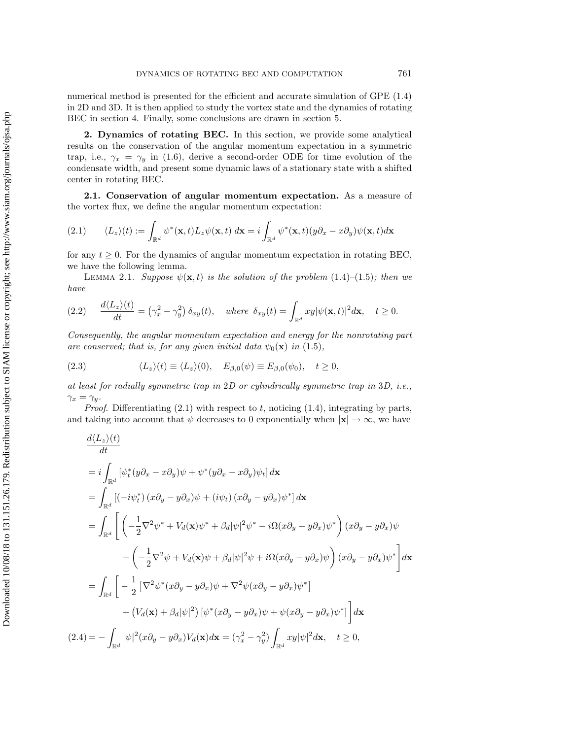numerical method is presented for the efficient and accurate simulation of GPE (1.4) in 2D and 3D. It is then applied to study the vortex state and the dynamics of rotating BEC in section 4. Finally, some conclusions are drawn in section 5.

## 2. Dynamics of rotating BEC.

In this section, we provide some analytical results on the conservation of the angular momentum expectation in a symmetric trap, i.e., $\gamma_x = \gamma_y$ in (1.6), derive a second-order ODE for time evolution of the condensate width, and present some dynamic laws of a stationary state with a shifted center in rotating BEC.

### 2.1. Conservation of angular momentum expectation.

As a measure of the vortex flux, we define the angular momentum expectation:

$$\langle L_z\rangle(t) := \int_{\mathbb{R}^d} \psi^*(\mathbf{x},t) L_z \psi(\mathbf{x},t)\, d\mathbf{x} = i\int_{\mathbb{R}^d} \psi^*(\mathbf{x},t)(y\partial_x - x\partial_y)\psi(\mathbf{x},t) d\mathbf{x} \tag{2.1}$$

for any $t \geq 0$. For the dynamics of angular momentum expectation in rotating BEC, we have the following lemma.

Lemma 2.1. *Suppose $\psi(\mathbf{x},t)$ is the solution of the problem* (1.4)–(1.5)*; then we have*

$$\frac{d\langle L_z\rangle(t)}{dt} = \left(\gamma_x^2 - \gamma_y^2\right)\delta_{xy}(t), \quad \textit{where } \delta_{xy}(t) = \int_{\mathbb{R}^d} xy|\psi(\mathbf{x},t)|^2 d\mathbf{x}, \quad t \geq 0. \tag{2.2}$$

*Consequently, the angular momentum expectation and energy for the nonrotating part are conserved; that is, for any given initial data $\psi_0(\mathbf{x})$ in* (1.5),

$$\langle L_z\rangle(t) \equiv \langle L_z\rangle(0), \quad E_{\beta,0}(\psi) \equiv E_{\beta,0}(\psi_0), \quad t \geq 0, \tag{2.3}$$

*at least for radially symmetric trap in 2D or cylindrically symmetric trap in 3D, i.e., $\gamma_x = \gamma_y$.*

*Proof.* Differentiating (2.1) with respect to $t$, noticing (1.4), integrating by parts, and taking into account that $\psi$ decreases to 0 exponentially when $|\mathbf{x}| \to \infty$, we have

$$\begin{aligned}
&\frac{d\langle L_z\rangle(t)}{dt} \\
&= i\int_{\mathbb{R}^d} \left[\psi_t^*(y\partial_x - x\partial_y)\psi + \psi^*(y\partial_x - x\partial_y)\psi_t\right] d\mathbf{x} \\
&= \int_{\mathbb{R}^d} \left[(-i\psi_t^*)\,(x\partial_y - y\partial_x)\psi + (i\psi_t)\,(x\partial_y - y\partial_x)\psi^*\right] d\mathbf{x} \\
&= \int_{\mathbb{R}^d} \Bigg[ \left(-\frac{1}{2}\nabla^2\psi^* + V_d(\mathbf{x})\psi^* + \beta_d|\psi|^2\psi^* - i\Omega(x\partial_y - y\partial_x)\psi^*\right)(x\partial_y - y\partial_x)\psi \\
&\qquad + \left(-\frac{1}{2}\nabla^2\psi + V_d(\mathbf{x})\psi + \beta_d|\psi|^2\psi + i\Omega(x\partial_y - y\partial_x)\psi\right)(x\partial_y - y\partial_x)\psi^*\Bigg] d\mathbf{x} \\
&= \int_{\mathbb{R}^d} \Bigg[ -\frac{1}{2}\left[\nabla^2\psi^*(x\partial_y - y\partial_x)\psi + \nabla^2\psi(x\partial_y - y\partial_x)\psi^*\right] \\
&\qquad + \left(V_d(\mathbf{x}) + \beta_d|\psi|^2\right)\left[\psi^*(x\partial_y - y\partial_x)\psi + \psi(x\partial_y - y\partial_x)\psi^*\right]\Bigg] d\mathbf{x} \\
&= -\int_{\mathbb{R}^d} |\psi|^2(x\partial_y - y\partial_x)V_d(\mathbf{x}) d\mathbf{x} = (\gamma_x^2 - \gamma_y^2)\int_{\mathbb{R}^d} xy|\psi|^2 d\mathbf{x}, \quad t \geq 0,
\end{aligned} \tag{2.4}$$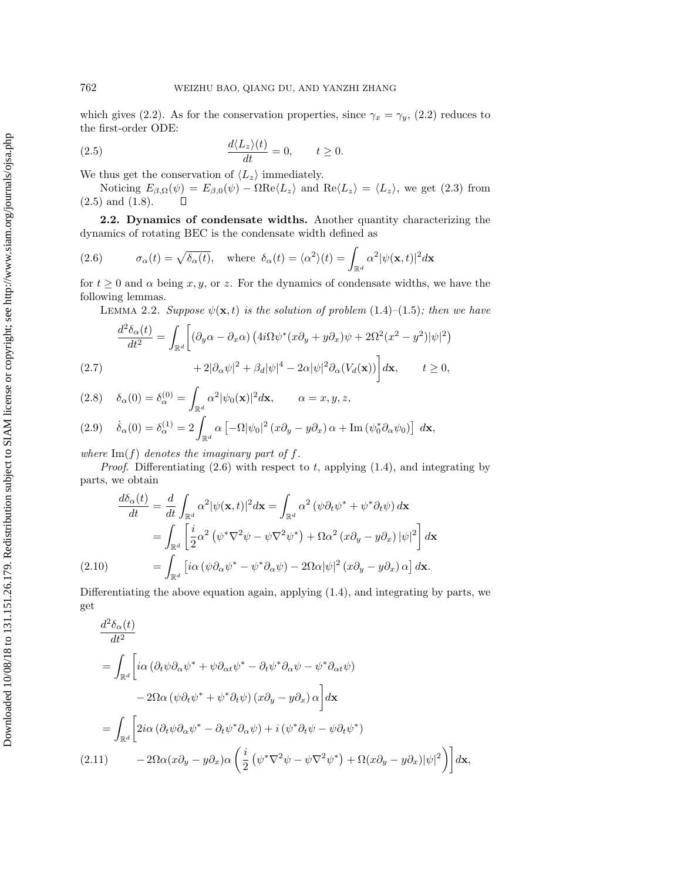which gives (2.2). As for the conservation properties, since $\gamma_x = \gamma_y$, (2.2) reduces to the first-order ODE:

$$\frac{d\langle L_z\rangle(t)}{dt} = 0, \qquad t \geq 0. \tag{2.5}$$

We thus get the conservation of $\langle L_z\rangle$ immediately.

Noticing $E_{\beta,\Omega}(\psi) = E_{\beta,0}(\psi) - \Omega\mathrm{Re}\langle L_z\rangle$ and $\mathrm{Re}\langle L_z\rangle = \langle L_z\rangle$, we get (2.3) from (2.5) and (1.8). $\square$

**2.2. Dynamics of condensate widths.** Another quantity characterizing the dynamics of rotating BEC is the condensate width defined as

$$\sigma_\alpha(t) = \sqrt{\delta_\alpha(t)}, \quad \text{where } \delta_\alpha(t) = \langle \alpha^2\rangle(t) = \int_{\mathbb{R}^d} \alpha^2 |\psi(\mathbf{x},t)|^2 d\mathbf{x} \tag{2.6}$$

for $t \geq 0$ and $\alpha$ being $x, y$, or $z$. For the dynamics of condensate widths, we have the following lemmas.

Lemma 2.2. *Suppose $\psi(\mathbf{x},t)$ is the solution of problem* (1.4)–(1.5)*; then we have*

$$\frac{d^2\delta_\alpha(t)}{dt^2} = \int_{\mathbb{R}^d}\bigg[(\partial_y\alpha - \partial_x\alpha)\left(4i\Omega\psi^*(x\partial_y + y\partial_x)\psi + 2\Omega^2(x^2-y^2)|\psi|^2\right)$$
$$+ 2|\partial_\alpha\psi|^2 + \beta_d|\psi|^4 - 2\alpha|\psi|^2\partial_\alpha(V_d(\mathbf{x}))\bigg]d\mathbf{x}, \qquad t \geq 0, \tag{2.7}$$

$$\delta_\alpha(0) = \delta_\alpha^{(0)} = \int_{\mathbb{R}^d} \alpha^2|\psi_0(\mathbf{x})|^2 d\mathbf{x}, \qquad \alpha = x, y, z, \tag{2.8}$$

$$\dot{\delta}_\alpha(0) = \delta_\alpha^{(1)} = 2\int_{\mathbb{R}^d} \alpha\left[-\Omega|\psi_0|^2\left(x\partial_y - y\partial_x\right)\alpha + \mathrm{Im}\left(\psi_0^*\partial_\alpha\psi_0\right)\right]\, d\mathbf{x}, \tag{2.9}$$

*where* $\mathrm{Im}(f)$ *denotes the imaginary part of* $f$.

*Proof.* Differentiating (2.6) with respect to $t$, applying (1.4), and integrating by parts, we obtain

$$\begin{aligned}
\frac{d\delta_\alpha(t)}{dt} &= \frac{d}{dt}\int_{\mathbb{R}^d}\alpha^2|\psi(\mathbf{x},t)|^2 d\mathbf{x} = \int_{\mathbb{R}^d}\alpha^2\left(\psi\partial_t\psi^* + \psi^*\partial_t\psi\right)d\mathbf{x} \\
&= \int_{\mathbb{R}^d}\left[\frac{i}{2}\alpha^2\left(\psi^*\nabla^2\psi - \psi\nabla^2\psi^*\right) + \Omega\alpha^2\left(x\partial_y - y\partial_x\right)|\psi|^2\right]d\mathbf{x} \\
&= \int_{\mathbb{R}^d}\left[i\alpha\left(\psi\partial_\alpha\psi^* - \psi^*\partial_\alpha\psi\right) - 2\Omega\alpha|\psi|^2\left(x\partial_y - y\partial_x\right)\alpha\right]d\mathbf{x}.
\end{aligned} \tag{2.10}$$

Differentiating the above equation again, applying (1.4), and integrating by parts, we get

$$\begin{aligned}
&\frac{d^2\delta_\alpha(t)}{dt^2} \\
&= \int_{\mathbb{R}^d}\bigg[i\alpha\left(\partial_t\psi\partial_\alpha\psi^* + \psi\partial_{\alpha t}\psi^* - \partial_t\psi^*\partial_\alpha\psi - \psi^*\partial_{\alpha t}\psi\right) \\
&\qquad - 2\Omega\alpha\left(\psi\partial_t\psi^* + \psi^*\partial_t\psi\right)\left(x\partial_y - y\partial_x\right)\alpha\bigg]d\mathbf{x} \\
&= \int_{\mathbb{R}^d}\bigg[2i\alpha\left(\partial_t\psi\partial_\alpha\psi^* - \partial_t\psi^*\partial_\alpha\psi\right) + i\left(\psi^*\partial_t\psi - \psi\partial_t\psi^*\right) \\
&\qquad - 2\Omega\alpha(x\partial_y - y\partial_x)\alpha\left(\frac{i}{2}\left(\psi^*\nabla^2\psi - \psi\nabla^2\psi^*\right) + \Omega(x\partial_y - y\partial_x)|\psi|^2\right)\bigg]d\mathbf{x},
\end{aligned} \tag{2.11}$$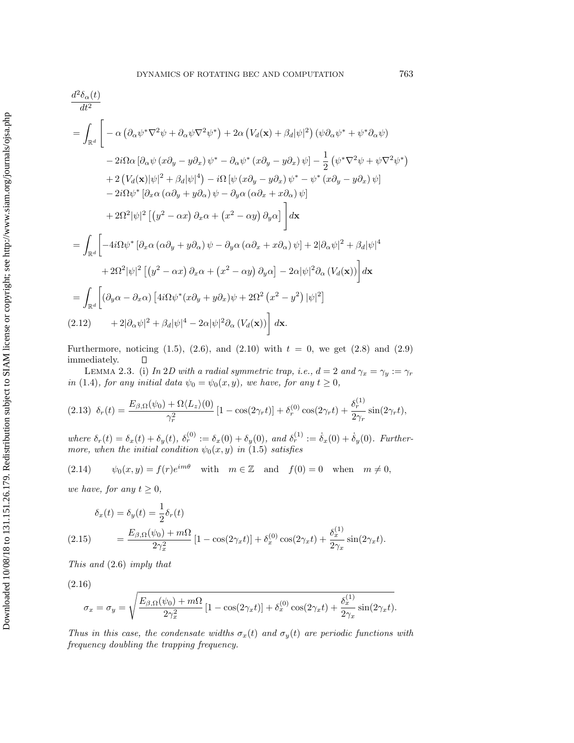$$
\begin{aligned}
&\frac{d^2\delta_\alpha(t)}{dt^2}\\
&= \int_{\mathbb{R}^d} \Bigg[ -\alpha\left(\partial_\alpha\psi^*\nabla^2\psi + \partial_\alpha\psi\nabla^2\psi^*\right) + 2\alpha\left(V_d(\mathbf{x}) + \beta_d|\psi|^2\right)\left(\psi\partial_\alpha\psi^* + \psi^*\partial_\alpha\psi\right)\\
&\qquad - 2i\Omega\alpha\left[\partial_\alpha\psi\left(x\partial_y - y\partial_x\right)\psi^* - \partial_\alpha\psi^*\left(x\partial_y - y\partial_x\right)\psi\right] - \frac{1}{2}\left(\psi^*\nabla^2\psi + \psi\nabla^2\psi^*\right)\\
&\qquad + 2\left(V_d(\mathbf{x})|\psi|^2 + \beta_d|\psi|^4\right) - i\Omega\left[\psi\left(x\partial_y - y\partial_x\right)\psi^* - \psi^*\left(x\partial_y - y\partial_x\right)\psi\right]\\
&\qquad - 2i\Omega\psi^*\left[\partial_x\alpha\left(\alpha\partial_y + y\partial_\alpha\right)\psi - \partial_y\alpha\left(\alpha\partial_x + x\partial_\alpha\right)\psi\right]\\
&\qquad + 2\Omega^2|\psi|^2\left[\left(y^2 - \alpha x\right)\partial_x\alpha + \left(x^2 - \alpha y\right)\partial_y\alpha\right]\Bigg] d\mathbf{x}\\
&= \int_{\mathbb{R}^d} \Bigg[ -4i\Omega\psi^*\left[\partial_x\alpha\left(\alpha\partial_y + y\partial_\alpha\right)\psi - \partial_y\alpha\left(\alpha\partial_x + x\partial_\alpha\right)\psi\right] + 2|\partial_\alpha\psi|^2 + \beta_d|\psi|^4\\
&\qquad + 2\Omega^2|\psi|^2\left[\left(y^2 - \alpha x\right)\partial_x\alpha + \left(x^2 - \alpha y\right)\partial_y\alpha\right] - 2\alpha|\psi|^2\partial_\alpha\left(V_d(\mathbf{x})\right)\Bigg] d\mathbf{x}\\
&= \int_{\mathbb{R}^d} \Bigg[ \left(\partial_y\alpha - \partial_x\alpha\right)\left[4i\Omega\psi^*(x\partial_y + y\partial_x)\psi + 2\Omega^2\left(x^2 - y^2\right)|\psi|^2\right]\\
&\qquad + 2|\partial_\alpha\psi|^2 + \beta_d|\psi|^4 - 2\alpha|\psi|^2\partial_\alpha\left(V_d(\mathbf{x})\right)\Bigg] d\mathbf{x}. \qquad (2.12)
\end{aligned}
$$

Furthermore, noticing (1.5), (2.6), and (2.10) with $t = 0$, we get (2.8) and (2.9) immediately. $\square$

LEMMA 2.3. *(i) In 2D with a radial symmetric trap, i.e., $d = 2$ and $\gamma_x = \gamma_y := \gamma_r$ in (1.4), for any initial data $\psi_0 = \psi_0(x, y)$, we have, for any $t \geq 0$,*

$$
\delta_r(t) = \frac{E_{\beta,\Omega}(\psi_0) + \Omega\langle L_z\rangle(0)}{\gamma_r^2}\left[1 - \cos(2\gamma_r t)\right] + \delta_r^{(0)}\cos(2\gamma_r t) + \frac{\delta_r^{(1)}}{2\gamma_r}\sin(2\gamma_r t), \qquad (2.13)
$$

*where $\delta_r(t) = \delta_x(t) + \delta_y(t)$, $\delta_r^{(0)} := \delta_x(0) + \delta_y(0)$, and $\delta_r^{(1)} := \dot{\delta}_x(0) + \dot{\delta}_y(0)$. Furthermore, when the initial condition $\psi_0(x, y)$ in (1.5) satisfies*

$$
\psi_0(x, y) = f(r)e^{im\theta} \quad \text{with} \quad m \in \mathbb{Z} \quad \text{and} \quad f(0) = 0 \quad \text{when} \quad m \neq 0, \qquad (2.14)
$$

*we have, for any $t \geq 0$,*

$$
\begin{aligned}
\delta_x(t) &= \delta_y(t) = \frac{1}{2}\delta_r(t)\\
&= \frac{E_{\beta,\Omega}(\psi_0) + m\Omega}{2\gamma_x^2}\left[1 - \cos(2\gamma_x t)\right] + \delta_x^{(0)}\cos(2\gamma_x t) + \frac{\delta_x^{(1)}}{2\gamma_x}\sin(2\gamma_x t). \qquad (2.15)
\end{aligned}
$$

*This and (2.6) imply that*

$$
\sigma_x = \sigma_y = \sqrt{\frac{E_{\beta,\Omega}(\psi_0) + m\Omega}{2\gamma_x^2}\left[1 - \cos(2\gamma_x t)\right] + \delta_x^{(0)}\cos(2\gamma_x t) + \frac{\delta_x^{(1)}}{2\gamma_x}\sin(2\gamma_x t)}. \qquad (2.16)
$$

*Thus in this case, the condensate widths $\sigma_x(t)$ and $\sigma_y(t)$ are periodic functions with frequency doubling the trapping frequency.*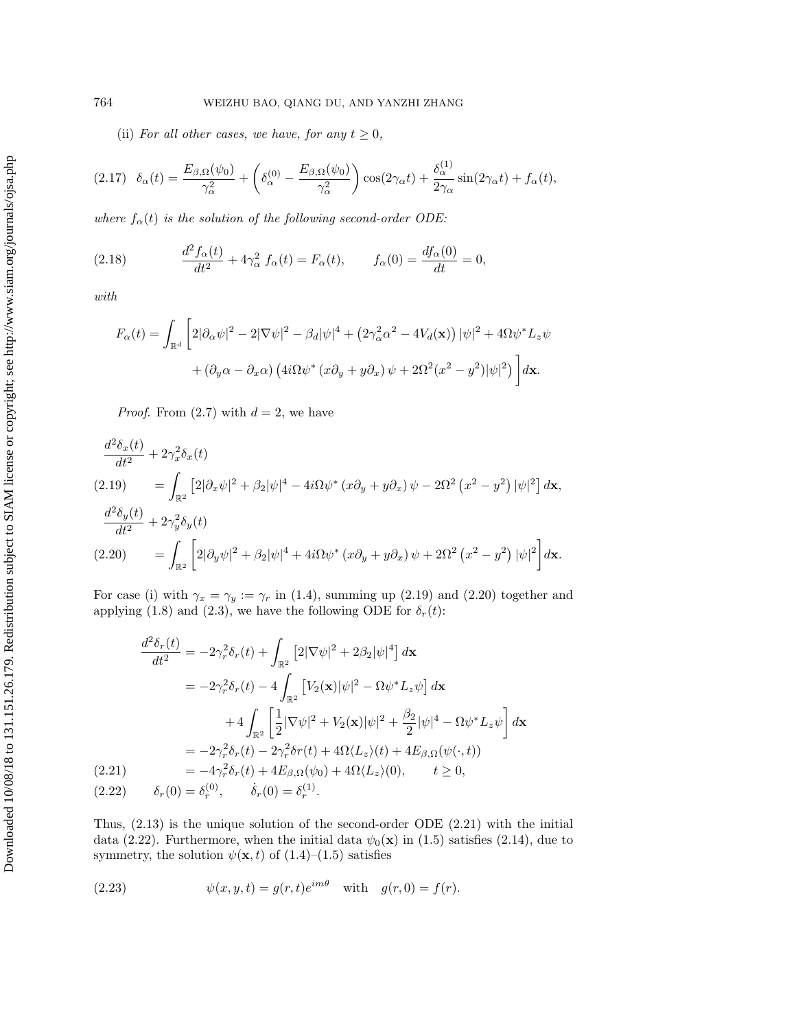(ii) *For all other cases, we have, for any $t \geq 0$,*

$$\delta_\alpha(t) = \frac{E_{\beta,\Omega}(\psi_0)}{\gamma_\alpha^2} + \left(\delta_\alpha^{(0)} - \frac{E_{\beta,\Omega}(\psi_0)}{\gamma_\alpha^2}\right)\cos(2\gamma_\alpha t) + \frac{\delta_\alpha^{(1)}}{2\gamma_\alpha}\sin(2\gamma_\alpha t) + f_\alpha(t), \tag{2.17}$$

*where $f_\alpha(t)$ is the solution of the following second-order ODE:*

$$\frac{d^2 f_\alpha(t)}{dt^2} + 4\gamma_\alpha^2\, f_\alpha(t) = F_\alpha(t), \qquad f_\alpha(0) = \frac{df_\alpha(0)}{dt} = 0, \tag{2.18}$$

*with*

$$F_\alpha(t) = \int_{\mathbb{R}^d} \Big[ 2|\partial_\alpha \psi|^2 - 2|\nabla\psi|^2 - \beta_d|\psi|^4 + \left(2\gamma_\alpha^2\alpha^2 - 4V_d(\mathbf{x})\right)|\psi|^2 + 4\Omega\psi^* L_z\psi$$
$$+ (\partial_y\alpha - \partial_x\alpha)\left(4i\Omega\psi^*\left(x\partial_y + y\partial_x\right)\psi + 2\Omega^2(x^2-y^2)|\psi|^2\right)\Big] d\mathbf{x}.$$

*Proof.* From (2.7) with $d = 2$, we have

$$\frac{d^2\delta_x(t)}{dt^2} + 2\gamma_x^2\delta_x(t)$$
$$= \int_{\mathbb{R}^2} \left[2|\partial_x\psi|^2 + \beta_2|\psi|^4 - 4i\Omega\psi^*\left(x\partial_y + y\partial_x\right)\psi - 2\Omega^2\left(x^2-y^2\right)|\psi|^2\right] d\mathbf{x}, \tag{2.19}$$

$$\frac{d^2\delta_y(t)}{dt^2} + 2\gamma_y^2\delta_y(t)$$
$$= \int_{\mathbb{R}^2} \left[2|\partial_y\psi|^2 + \beta_2|\psi|^4 + 4i\Omega\psi^*\left(x\partial_y + y\partial_x\right)\psi + 2\Omega^2\left(x^2-y^2\right)|\psi|^2\right] d\mathbf{x}. \tag{2.20}$$

For case (i) with $\gamma_x = \gamma_y := \gamma_r$ in (1.4), summing up (2.19) and (2.20) together and applying (1.8) and (2.3), we have the following ODE for $\delta_r(t)$:

$$\begin{aligned}
\frac{d^2\delta_r(t)}{dt^2} &= -2\gamma_r^2\delta_r(t) + \int_{\mathbb{R}^2}\left[2|\nabla\psi|^2 + 2\beta_2|\psi|^4\right] d\mathbf{x} \\
&= -2\gamma_r^2\delta_r(t) - 4\int_{\mathbb{R}^2}\left[V_2(\mathbf{x})|\psi|^2 - \Omega\psi^* L_z\psi\right] d\mathbf{x} \\
&\qquad + 4\int_{\mathbb{R}^2}\left[\frac{1}{2}|\nabla\psi|^2 + V_2(\mathbf{x})|\psi|^2 + \frac{\beta_2}{2}|\psi|^4 - \Omega\psi^* L_z\psi\right] d\mathbf{x} \\
&= -2\gamma_r^2\delta_r(t) - 2\gamma_r^2\delta r(t) + 4\Omega\langle L_z\rangle(t) + 4E_{\beta,\Omega}(\psi(\cdot,t)) \\
&= -4\gamma_r^2\delta_r(t) + 4E_{\beta,\Omega}(\psi_0) + 4\Omega\langle L_z\rangle(0), \qquad t \geq 0,
\end{aligned} \tag{2.21}$$

$$\delta_r(0) = \delta_r^{(0)}, \qquad \dot{\delta}_r(0) = \delta_r^{(1)}. \tag{2.22}$$

Thus, (2.13) is the unique solution of the second-order ODE (2.21) with the initial data (2.22). Furthermore, when the initial data $\psi_0(\mathbf{x})$ in (1.5) satisfies (2.14), due to symmetry, the solution $\psi(\mathbf{x}, t)$ of (1.4)–(1.5) satisfies

$$\psi(x, y, t) = g(r, t)e^{im\theta} \quad \text{with} \quad g(r, 0) = f(r). \tag{2.23}$$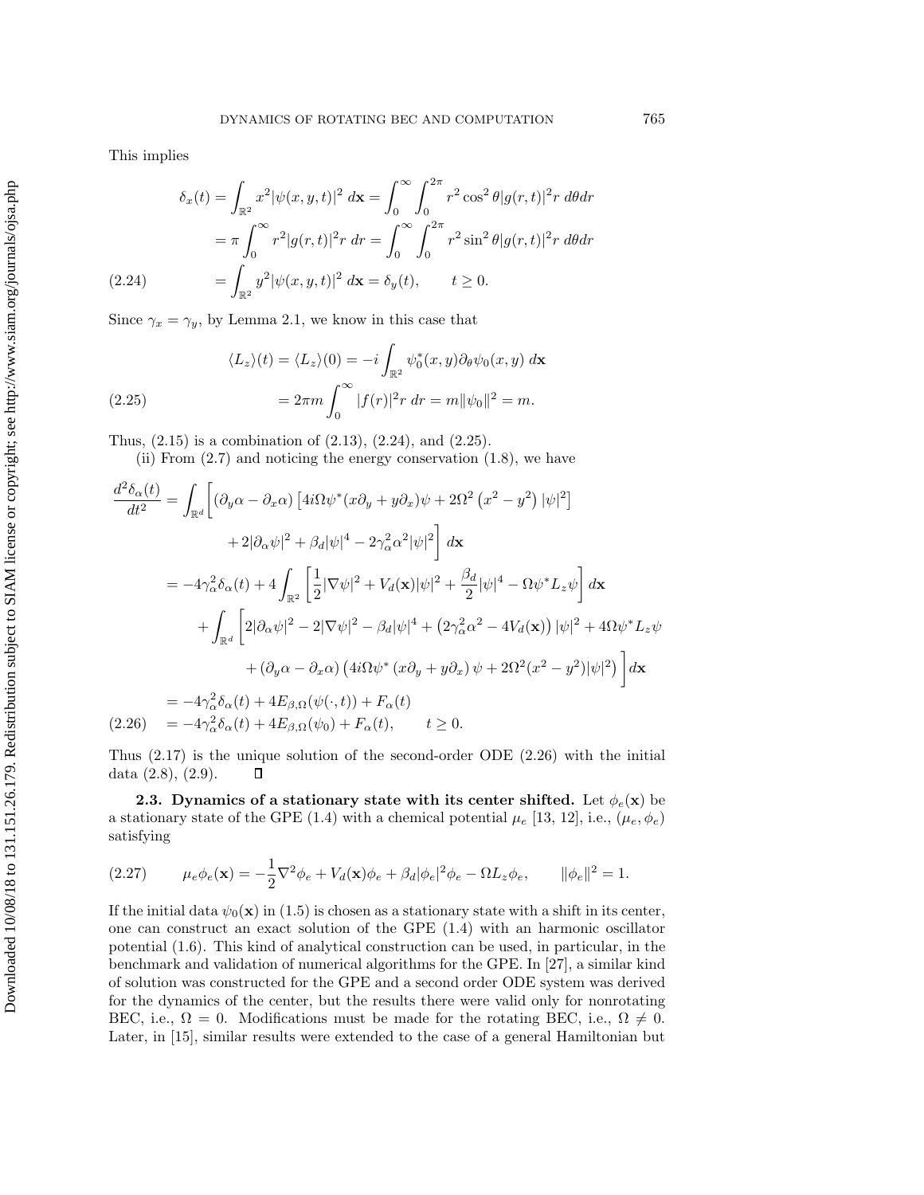This implies

$$
\begin{aligned}
\delta_x(t) &= \int_{\mathbb{R}^2} x^2 |\psi(x,y,t)|^2 \, d\mathbf{x} = \int_0^\infty \int_0^{2\pi} r^2 \cos^2\theta |g(r,t)|^2 r \, d\theta dr \\
&= \pi \int_0^\infty r^2 |g(r,t)|^2 r \, dr = \int_0^\infty \int_0^{2\pi} r^2 \sin^2\theta |g(r,t)|^2 r \, d\theta dr \\
&= \int_{\mathbb{R}^2} y^2 |\psi(x,y,t)|^2 \, d\mathbf{x} = \delta_y(t), \qquad t \geq 0.
\end{aligned} \tag{2.24}
$$

Since $\gamma_x = \gamma_y$, by Lemma 2.1, we know in this case that

$$
\begin{aligned}
\langle L_z \rangle(t) = \langle L_z \rangle(0) &= -i \int_{\mathbb{R}^2} \psi_0^*(x,y) \partial_\theta \psi_0(x,y) \, d\mathbf{x} \\
&= 2\pi m \int_0^\infty |f(r)|^2 r \, dr = m \|\psi_0\|^2 = m.
\end{aligned} \tag{2.25}
$$

Thus, (2.15) is a combination of (2.13), (2.24), and (2.25).

(ii) From (2.7) and noticing the energy conservation (1.8), we have

$$
\begin{aligned}
\frac{d^2 \delta_\alpha(t)}{dt^2} &= \int_{\mathbb{R}^d} \bigg[ (\partial_y \alpha - \partial_x \alpha) \left[ 4i\Omega \psi^* (x\partial_y + y\partial_x)\psi + 2\Omega^2 \left(x^2 - y^2\right) |\psi|^2 \right] \\
&\qquad + 2|\partial_\alpha \psi|^2 + \beta_d |\psi|^4 - 2\gamma_\alpha^2 \alpha^2 |\psi|^2 \bigg] \, d\mathbf{x} \\
&= -4\gamma_\alpha^2 \delta_\alpha(t) + 4 \int_{\mathbb{R}^2} \left[ \frac{1}{2} |\nabla \psi|^2 + V_d(\mathbf{x}) |\psi|^2 + \frac{\beta_d}{2} |\psi|^4 - \Omega \psi^* L_z \psi \right] d\mathbf{x} \\
&\quad + \int_{\mathbb{R}^d} \bigg[ 2|\partial_\alpha \psi|^2 - 2|\nabla \psi|^2 - \beta_d |\psi|^4 + \left(2\gamma_\alpha^2 \alpha^2 - 4V_d(\mathbf{x})\right) |\psi|^2 + 4\Omega \psi^* L_z \psi \\
&\qquad + (\partial_y \alpha - \partial_x \alpha) \left( 4i\Omega \psi^* \left(x\partial_y + y\partial_x\right) \psi + 2\Omega^2 (x^2 - y^2) |\psi|^2 \right) \bigg] d\mathbf{x} \\
&= -4\gamma_\alpha^2 \delta_\alpha(t) + 4E_{\beta,\Omega}(\psi(\cdot,t)) + F_\alpha(t) \\
&= -4\gamma_\alpha^2 \delta_\alpha(t) + 4E_{\beta,\Omega}(\psi_0) + F_\alpha(t), \qquad t \geq 0.
\end{aligned} \tag{2.26}
$$

Thus (2.17) is the unique solution of the second-order ODE (2.26) with the initial data (2.8), (2.9). $\square$

**2.3. Dynamics of a stationary state with its center shifted.** Let $\phi_e(\mathbf{x})$ be a stationary state of the GPE (1.4) with a chemical potential $\mu_e$ [13, 12], i.e., $(\mu_e, \phi_e)$ satisfying

$$
\mu_e \phi_e(\mathbf{x}) = -\frac{1}{2} \nabla^2 \phi_e + V_d(\mathbf{x}) \phi_e + \beta_d |\phi_e|^2 \phi_e - \Omega L_z \phi_e, \qquad \|\phi_e\|^2 = 1. \tag{2.27}
$$

If the initial data $\psi_0(\mathbf{x})$ in (1.5) is chosen as a stationary state with a shift in its center, one can construct an exact solution of the GPE (1.4) with an harmonic oscillator potential (1.6). This kind of analytical construction can be used, in particular, in the benchmark and validation of numerical algorithms for the GPE. In [27], a similar kind of solution was constructed for the GPE and a second order ODE system was derived for the dynamics of the center, but the results there were valid only for nonrotating BEC, i.e., $\Omega = 0$. Modifications must be made for the rotating BEC, i.e., $\Omega \neq 0$. Later, in [15], similar results were extended to the case of a general Hamiltonian but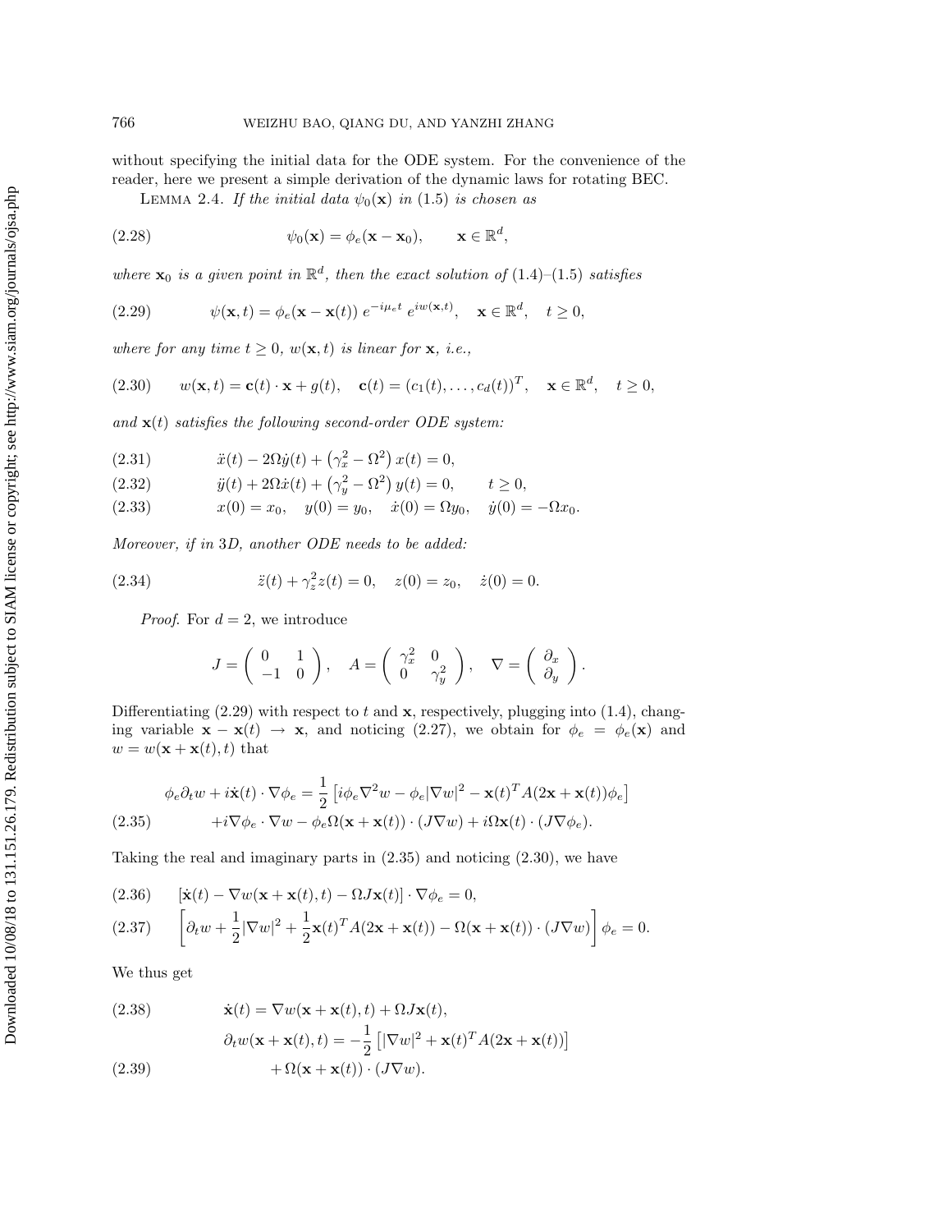without specifying the initial data for the ODE system. For the convenience of the reader, here we present a simple derivation of the dynamic laws for rotating BEC.

LEMMA 2.4. *If the initial data $\psi_0(\mathbf{x})$ in* (1.5) *is chosen as*

$$\psi_0(\mathbf{x}) = \phi_e(\mathbf{x} - \mathbf{x}_0), \qquad \mathbf{x} \in \mathbb{R}^d, \tag{2.28}$$

*where $\mathbf{x}_0$ is a given point in $\mathbb{R}^d$, then the exact solution of* (1.4)*–*(1.5) *satisfies*

$$\psi(\mathbf{x}, t) = \phi_e(\mathbf{x} - \mathbf{x}(t))\; e^{-i\mu_e t}\; e^{iw(\mathbf{x},t)}, \quad \mathbf{x} \in \mathbb{R}^d, \quad t \geq 0, \tag{2.29}$$

*where for any time $t \geq 0$, $w(\mathbf{x}, t)$ is linear for $\mathbf{x}$, i.e.,*

$$w(\mathbf{x}, t) = \mathbf{c}(t) \cdot \mathbf{x} + g(t), \quad \mathbf{c}(t) = (c_1(t), \ldots, c_d(t))^T, \quad \mathbf{x} \in \mathbb{R}^d, \quad t \geq 0, \tag{2.30}$$

*and $\mathbf{x}(t)$ satisfies the following second-order ODE system:*

$$\ddot{x}(t) - 2\Omega \dot{y}(t) + \left(\gamma_x^2 - \Omega^2\right) x(t) = 0, \tag{2.31}$$

$$\ddot{y}(t) + 2\Omega \dot{x}(t) + \left(\gamma_y^2 - \Omega^2\right) y(t) = 0, \qquad t \geq 0, \tag{2.32}$$

$$x(0) = x_0, \quad y(0) = y_0, \quad \dot{x}(0) = \Omega y_0, \quad \dot{y}(0) = -\Omega x_0. \tag{2.33}$$

*Moreover, if in* 3D*, another ODE needs to be added:*

$$\ddot{z}(t) + \gamma_z^2 z(t) = 0, \quad z(0) = z_0, \quad \dot{z}(0) = 0. \tag{2.34}$$

*Proof.* For $d = 2$, we introduce

$$J = \begin{pmatrix} 0 & 1 \\ -1 & 0 \end{pmatrix}, \quad A = \begin{pmatrix} \gamma_x^2 & 0 \\ 0 & \gamma_y^2 \end{pmatrix}, \quad \nabla = \begin{pmatrix} \partial_x \\ \partial_y \end{pmatrix}.$$

Differentiating (2.29) with respect to $t$ and $\mathbf{x}$, respectively, plugging into (1.4), changing variable $\mathbf{x} - \mathbf{x}(t) \to \mathbf{x}$, and noticing (2.27), we obtain for $\phi_e = \phi_e(\mathbf{x})$ and $w = w(\mathbf{x} + \mathbf{x}(t), t)$ that

$$\begin{aligned} \phi_e \partial_t w + i\dot{\mathbf{x}}(t) \cdot \nabla \phi_e &= \frac{1}{2}\left[i\phi_e \nabla^2 w - \phi_e |\nabla w|^2 - \mathbf{x}(t)^T A(2\mathbf{x} + \mathbf{x}(t))\phi_e\right] \\ &\quad + i\nabla \phi_e \cdot \nabla w - \phi_e \Omega(\mathbf{x} + \mathbf{x}(t)) \cdot (J\nabla w) + i\Omega \mathbf{x}(t) \cdot (J\nabla \phi_e). \end{aligned} \tag{2.35}$$

Taking the real and imaginary parts in (2.35) and noticing (2.30), we have

$$\left[\dot{\mathbf{x}}(t) - \nabla w(\mathbf{x} + \mathbf{x}(t), t) - \Omega J \mathbf{x}(t)\right] \cdot \nabla \phi_e = 0, \tag{2.36}$$

$$\left[\partial_t w + \frac{1}{2}|\nabla w|^2 + \frac{1}{2}\mathbf{x}(t)^T A(2\mathbf{x} + \mathbf{x}(t)) - \Omega(\mathbf{x} + \mathbf{x}(t)) \cdot (J\nabla w)\right] \phi_e = 0. \tag{2.37}$$

We thus get

$$\dot{\mathbf{x}}(t) = \nabla w(\mathbf{x} + \mathbf{x}(t), t) + \Omega J \mathbf{x}(t), \tag{2.38}$$

$$\begin{aligned} \partial_t w(\mathbf{x} + \mathbf{x}(t), t) &= -\frac{1}{2}\left[|\nabla w|^2 + \mathbf{x}(t)^T A(2\mathbf{x} + \mathbf{x}(t))\right] \\ &\quad + \Omega(\mathbf{x} + \mathbf{x}(t)) \cdot (J\nabla w). \end{aligned} \tag{2.39}$$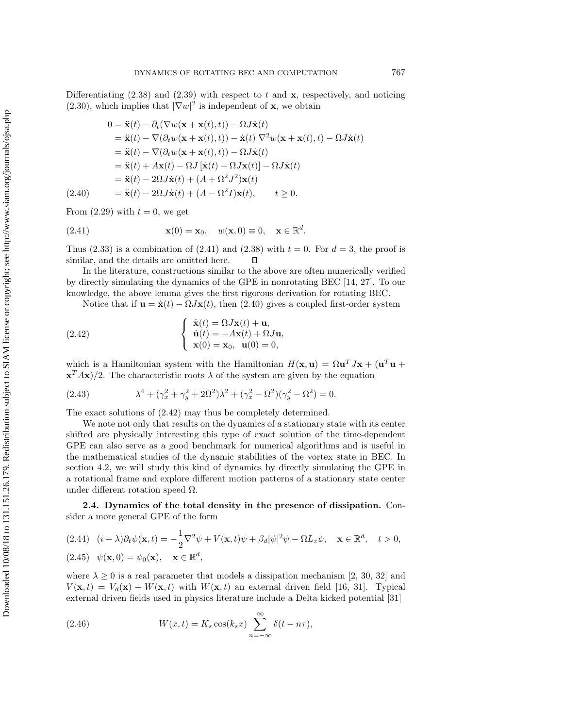Differentiating (2.38) and (2.39) with respect to $t$ and $\mathbf{x}$, respectively, and noticing (2.30), which implies that $|\nabla w|^2$ is independent of $\mathbf{x}$, we obtain

$$
\begin{aligned}
0 &= \ddot{\mathbf{x}}(t) - \partial_t(\nabla w(\mathbf{x}+\mathbf{x}(t),t)) - \Omega J\dot{\mathbf{x}}(t) \\
&= \ddot{\mathbf{x}}(t) - \nabla(\partial_t w(\mathbf{x}+\mathbf{x}(t),t)) - \dot{\mathbf{x}}(t)\,\nabla^2 w(\mathbf{x}+\mathbf{x}(t),t) - \Omega J\dot{\mathbf{x}}(t) \\
&= \ddot{\mathbf{x}}(t) - \nabla(\partial_t w(\mathbf{x}+\mathbf{x}(t),t)) - \Omega J\dot{\mathbf{x}}(t) \\
&= \ddot{\mathbf{x}}(t) + A\mathbf{x}(t) - \Omega J\left[\dot{\mathbf{x}}(t) - \Omega J\mathbf{x}(t)\right] - \Omega J\dot{\mathbf{x}}(t) \\
&= \ddot{\mathbf{x}}(t) - 2\Omega J\dot{\mathbf{x}}(t) + (A + \Omega^2 J^2)\mathbf{x}(t) \\
&= \ddot{\mathbf{x}}(t) - 2\Omega J\dot{\mathbf{x}}(t) + (A - \Omega^2 I)\mathbf{x}(t), \qquad t \geq 0.
\end{aligned} \tag{2.40}
$$

From (2.29) with $t = 0$, we get

$$
\mathbf{x}(0) = \mathbf{x}_0, \quad w(\mathbf{x}, 0) \equiv 0, \quad \mathbf{x} \in \mathbb{R}^d. \tag{2.41}
$$

Thus (2.33) is a combination of (2.41) and (2.38) with $t = 0$. For $d = 3$, the proof is similar, and the details are omitted here. $\square$

In the literature, constructions similar to the above are often numerically verified by directly simulating the dynamics of the GPE in nonrotating BEC [14, 27]. To our knowledge, the above lemma gives the first rigorous derivation for rotating BEC.

Notice that if $\mathbf{u} = \dot{\mathbf{x}}(t) - \Omega J\mathbf{x}(t)$, then (2.40) gives a coupled first-order system

$$
\left\{
\begin{array}{l}
\dot{\mathbf{x}}(t) = \Omega J\mathbf{x}(t) + \mathbf{u}, \\
\dot{\mathbf{u}}(t) = -A\mathbf{x}(t) + \Omega J\mathbf{u}, \\
\mathbf{x}(0) = \mathbf{x}_0, \quad \mathbf{u}(0) = 0,
\end{array}
\right. \tag{2.42}
$$

which is a Hamiltonian system with the Hamiltonian $H(\mathbf{x}, \mathbf{u}) = \Omega\mathbf{u}^T J\mathbf{x} + (\mathbf{u}^T\mathbf{u} + \mathbf{x}^T A\mathbf{x})/2$. The characteristic roots $\lambda$ of the system are given by the equation

$$
\lambda^4 + (\gamma_x^2 + \gamma_y^2 + 2\Omega^2)\lambda^2 + (\gamma_x^2 - \Omega^2)(\gamma_y^2 - \Omega^2) = 0. \tag{2.43}
$$

The exact solutions of (2.42) may thus be completely determined.

We note not only that results on the dynamics of a stationary state with its center shifted are physically interesting this type of exact solution of the time-dependent GPE can also serve as a good benchmark for numerical algorithms and is useful in the mathematical studies of the dynamic stabilities of the vortex state in BEC. In section 4.2, we will study this kind of dynamics by directly simulating the GPE in a rotational frame and explore different motion patterns of a stationary state center under different rotation speed $\Omega$.

**2.4. Dynamics of the total density in the presence of dissipation.** Consider a more general GPE of the form

$$
(i - \lambda)\partial_t\psi(\mathbf{x}, t) = -\frac{1}{2}\nabla^2\psi + V(\mathbf{x}, t)\psi + \beta_d|\psi|^2\psi - \Omega L_z\psi, \quad \mathbf{x} \in \mathbb{R}^d, \quad t > 0, \tag{2.44}
$$

$$
\psi(\mathbf{x}, 0) = \psi_0(\mathbf{x}), \quad \mathbf{x} \in \mathbb{R}^d, \tag{2.45}
$$

where $\lambda \geq 0$ is a real parameter that models a dissipation mechanism [2, 30, 32] and $V(\mathbf{x}, t) = V_d(\mathbf{x}) + W(\mathbf{x}, t)$ with $W(\mathbf{x}, t)$ an external driven field [16, 31]. Typical external driven fields used in physics literature include a Delta kicked potential [31]

$$
W(x, t) = K_s \cos(k_s x) \sum_{n=-\infty}^{\infty} \delta(t - n\tau), \tag{2.46}
$$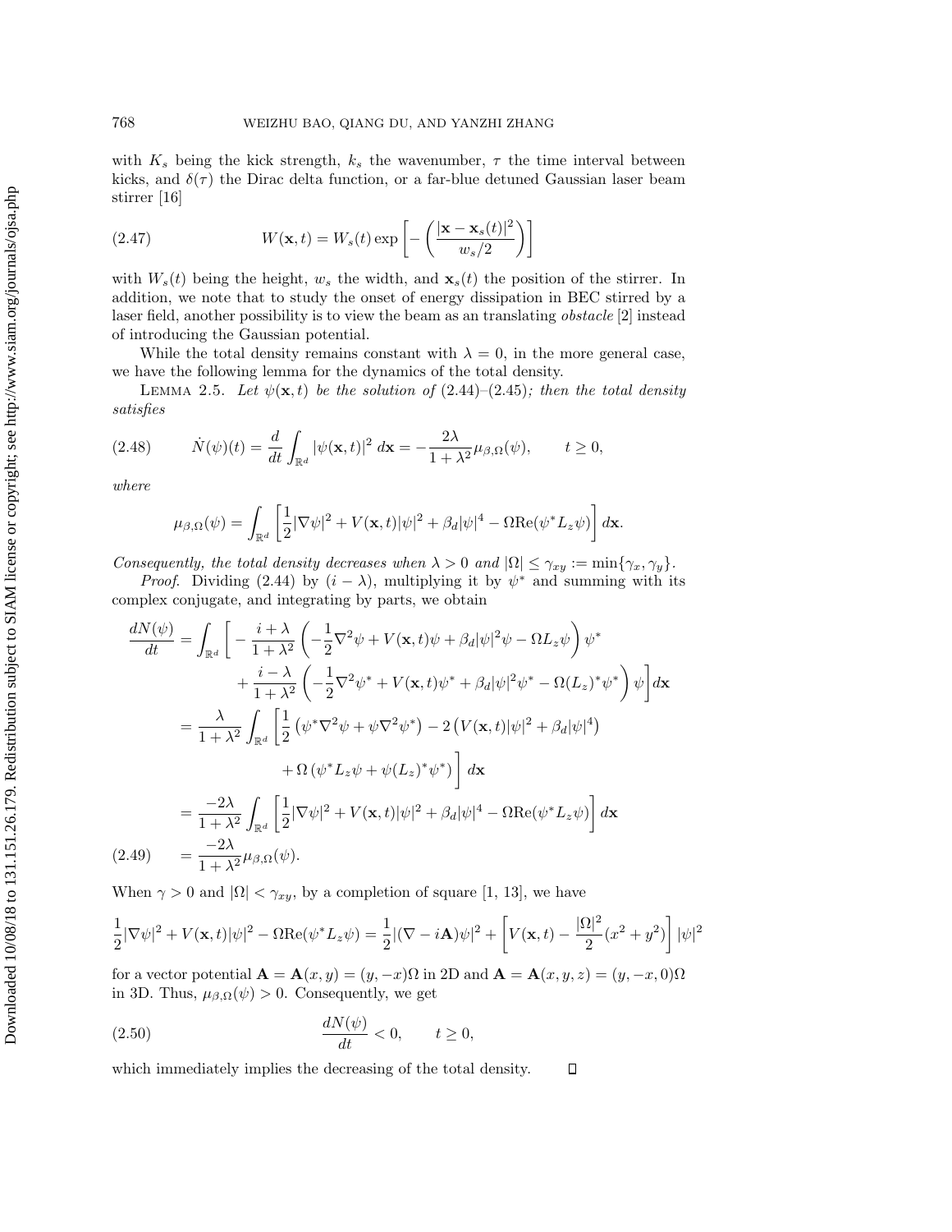with $K_s$ being the kick strength, $k_s$ the wavenumber, $\tau$ the time interval between kicks, and $\delta(\tau)$ the Dirac delta function, or a far-blue detuned Gaussian laser beam stirrer [16]

$$W(\mathbf{x},t) = W_s(t) \exp\left[-\left(\frac{|\mathbf{x}-\mathbf{x}_s(t)|^2}{w_s/2}\right)\right] \tag{2.47}$$

with $W_s(t)$ being the height, $w_s$ the width, and $\mathbf{x}_s(t)$ the position of the stirrer. In addition, we note that to study the onset of energy dissipation in BEC stirred by a laser field, another possibility is to view the beam as an translating *obstacle* [2] instead of introducing the Gaussian potential.

While the total density remains constant with $\lambda = 0$, in the more general case, we have the following lemma for the dynamics of the total density.

Lemma 2.5. *Let $\psi(\mathbf{x},t)$ be the solution of* (2.44)–(2.45); *then the total density satisfies*

$$\dot{N}(\psi)(t) = \frac{d}{dt}\int_{\mathbb{R}^d} |\psi(\mathbf{x},t)|^2 \, d\mathbf{x} = -\frac{2\lambda}{1+\lambda^2}\mu_{\beta,\Omega}(\psi), \qquad t \geq 0, \tag{2.48}$$

*where*

$$\mu_{\beta,\Omega}(\psi) = \int_{\mathbb{R}^d} \left[\frac{1}{2}|\nabla\psi|^2 + V(\mathbf{x},t)|\psi|^2 + \beta_d|\psi|^4 - \Omega \mathrm{Re}(\psi^* L_z \psi)\right] d\mathbf{x}.$$

*Consequently, the total density decreases when $\lambda > 0$ and $|\Omega| \leq \gamma_{xy} := \min\{\gamma_x, \gamma_y\}$.*

*Proof.* Dividing (2.44) by $(i-\lambda)$, multiplying it by $\psi^*$ and summing with its complex conjugate, and integrating by parts, we obtain

$$\begin{aligned}
\frac{dN(\psi)}{dt} &= \int_{\mathbb{R}^d} \bigg[ -\frac{i+\lambda}{1+\lambda^2}\left(-\frac{1}{2}\nabla^2\psi + V(\mathbf{x},t)\psi + \beta_d|\psi|^2\psi - \Omega L_z\psi\right)\psi^* \\
&\qquad + \frac{i-\lambda}{1+\lambda^2}\left(-\frac{1}{2}\nabla^2\psi^* + V(\mathbf{x},t)\psi^* + \beta_d|\psi|^2\psi^* - \Omega (L_z)^*\psi^*\right)\psi\bigg] d\mathbf{x} \\
&= \frac{\lambda}{1+\lambda^2}\int_{\mathbb{R}^d}\bigg[\frac{1}{2}\left(\psi^*\nabla^2\psi + \psi\nabla^2\psi^*\right) - 2\left(V(\mathbf{x},t)|\psi|^2 + \beta_d|\psi|^4\right) \\
&\qquad + \Omega\left(\psi^* L_z\psi + \psi(L_z)^*\psi^*\right)\bigg] d\mathbf{x} \\
&= \frac{-2\lambda}{1+\lambda^2}\int_{\mathbb{R}^d}\left[\frac{1}{2}|\nabla\psi|^2 + V(\mathbf{x},t)|\psi|^2 + \beta_d|\psi|^4 - \Omega\mathrm{Re}(\psi^* L_z\psi)\right] d\mathbf{x} \\
&= \frac{-2\lambda}{1+\lambda^2}\mu_{\beta,\Omega}(\psi).
\end{aligned} \tag{2.49}$$

When $\gamma > 0$ and $|\Omega| < \gamma_{xy}$, by a completion of square [1, 13], we have

$$\frac{1}{2}|\nabla\psi|^2 + V(\mathbf{x},t)|\psi|^2 - \Omega\mathrm{Re}(\psi^* L_z\psi) = \frac{1}{2}|(\nabla - i\mathbf{A})\psi|^2 + \left[V(\mathbf{x},t) - \frac{|\Omega|^2}{2}(x^2+y^2)\right]|\psi|^2$$

for a vector potential $\mathbf{A} = \mathbf{A}(x,y) = (y,-x)\Omega$ in 2D and $\mathbf{A} = \mathbf{A}(x,y,z) = (y,-x,0)\Omega$ in 3D. Thus, $\mu_{\beta,\Omega}(\psi) > 0$. Consequently, we get

$$\frac{dN(\psi)}{dt} < 0, \qquad t \geq 0, \tag{2.50}$$

which immediately implies the decreasing of the total density. $\square$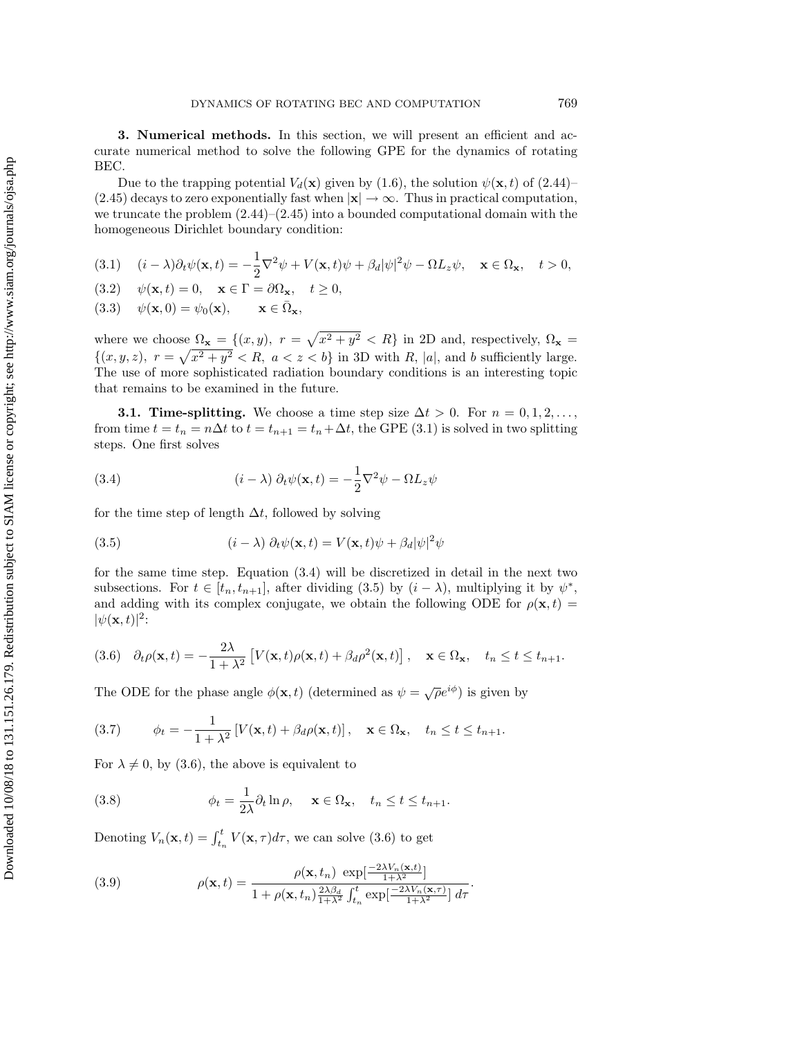## 3. Numerical methods.

In this section, we will present an efficient and accurate numerical method to solve the following GPE for the dynamics of rotating BEC.

Due to the trapping potential $V_d(\mathbf{x})$ given by (1.6), the solution $\psi(\mathbf{x}, t)$ of (2.44)–(2.45) decays to zero exponentially fast when $|\mathbf{x}| \to \infty$. Thus in practical computation, we truncate the problem (2.44)–(2.45) into a bounded computational domain with the homogeneous Dirichlet boundary condition:

$$(i - \lambda)\partial_t \psi(\mathbf{x}, t) = -\frac{1}{2}\nabla^2 \psi + V(\mathbf{x}, t)\psi + \beta_d |\psi|^2 \psi - \Omega L_z \psi, \quad \mathbf{x} \in \Omega_{\mathbf{x}}, \quad t > 0, \tag{3.1}$$

$$\psi(\mathbf{x}, t) = 0, \quad \mathbf{x} \in \Gamma = \partial\Omega_{\mathbf{x}}, \quad t \geq 0, \tag{3.2}$$

$$\psi(\mathbf{x}, 0) = \psi_0(\mathbf{x}), \qquad \mathbf{x} \in \bar{\Omega}_{\mathbf{x}}, \tag{3.3}$$

where we choose $\Omega_{\mathbf{x}} = \{(x, y),\ r = \sqrt{x^2 + y^2} < R\}$ in 2D and, respectively, $\Omega_{\mathbf{x}} = \{(x, y, z),\ r = \sqrt{x^2 + y^2} < R,\ a < z < b\}$ in 3D with $R$, $|a|$, and $b$ sufficiently large. The use of more sophisticated radiation boundary conditions is an interesting topic that remains to be examined in the future.

### 3.1. Time-splitting.

We choose a time step size $\Delta t > 0$. For $n = 0, 1, 2, \ldots$, from time $t = t_n = n\Delta t$ to $t = t_{n+1} = t_n + \Delta t$, the GPE (3.1) is solved in two splitting steps. One first solves

$$(i - \lambda)\ \partial_t \psi(\mathbf{x}, t) = -\frac{1}{2}\nabla^2 \psi - \Omega L_z \psi \tag{3.4}$$

for the time step of length $\Delta t$, followed by solving

$$(i - \lambda)\ \partial_t \psi(\mathbf{x}, t) = V(\mathbf{x}, t)\psi + \beta_d |\psi|^2 \psi \tag{3.5}$$

for the same time step. Equation (3.4) will be discretized in detail in the next two subsections. For $t \in [t_n, t_{n+1}]$, after dividing (3.5) by $(i - \lambda)$, multiplying it by $\psi^*$, and adding with its complex conjugate, we obtain the following ODE for $\rho(\mathbf{x}, t) = |\psi(\mathbf{x}, t)|^2$:

$$\partial_t \rho(\mathbf{x}, t) = -\frac{2\lambda}{1 + \lambda^2}\left[V(\mathbf{x}, t)\rho(\mathbf{x}, t) + \beta_d \rho^2(\mathbf{x}, t)\right], \quad \mathbf{x} \in \Omega_{\mathbf{x}}, \quad t_n \leq t \leq t_{n+1}. \tag{3.6}$$

The ODE for the phase angle $\phi(\mathbf{x}, t)$ (determined as $\psi = \sqrt{\rho}e^{i\phi}$) is given by

$$\phi_t = -\frac{1}{1 + \lambda^2}\left[V(\mathbf{x}, t) + \beta_d \rho(\mathbf{x}, t)\right], \quad \mathbf{x} \in \Omega_{\mathbf{x}}, \quad t_n \leq t \leq t_{n+1}. \tag{3.7}$$

For $\lambda \neq 0$, by (3.6), the above is equivalent to

$$\phi_t = \frac{1}{2\lambda}\partial_t \ln \rho, \quad \mathbf{x} \in \Omega_{\mathbf{x}}, \quad t_n \leq t \leq t_{n+1}. \tag{3.8}$$

Denoting $V_n(\mathbf{x}, t) = \int_{t_n}^{t} V(\mathbf{x}, \tau) d\tau$, we can solve (3.6) to get

$$\rho(\mathbf{x}, t) = \frac{\rho(\mathbf{x}, t_n)\ \exp[\frac{-2\lambda V_n(\mathbf{x}, t)}{1 + \lambda^2}]}{1 + \rho(\mathbf{x}, t_n)\frac{2\lambda\beta_d}{1 + \lambda^2}\int_{t_n}^{t} \exp[\frac{-2\lambda V_n(\mathbf{x}, \tau)}{1 + \lambda^2}]\ d\tau}. \tag{3.9}$$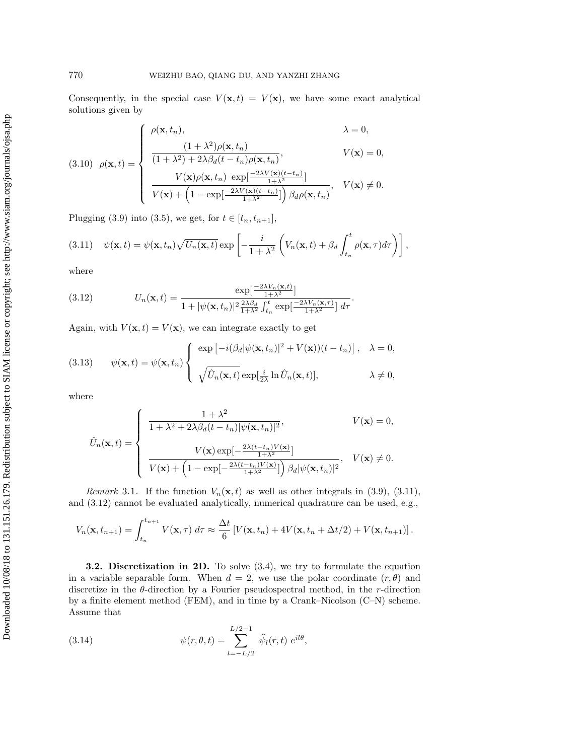Consequently, in the special case $V(\mathbf{x},t) = V(\mathbf{x})$, we have some exact analytical solutions given by

$$
(3.10)\quad \rho(\mathbf{x},t) = \begin{cases} \rho(\mathbf{x},t_n), & \lambda = 0, \\[2mm] \dfrac{(1+\lambda^2)\rho(\mathbf{x},t_n)}{(1+\lambda^2)+2\lambda\beta_d(t-t_n)\rho(\mathbf{x},t_n)}, & V(\mathbf{x}) = 0, \\[4mm] \dfrac{V(\mathbf{x})\rho(\mathbf{x},t_n)\ \exp[\frac{-2\lambda V(\mathbf{x})(t-t_n)}{1+\lambda^2}]}{V(\mathbf{x}) + \left(1-\exp[\frac{-2\lambda V(\mathbf{x})(t-t_n)}{1+\lambda^2}]\right)\beta_d \rho(\mathbf{x},t_n)}, & V(\mathbf{x}) \neq 0. \end{cases}
$$

Plugging (3.9) into (3.5), we get, for $t \in [t_n, t_{n+1}]$,

$$
(3.11)\quad \psi(\mathbf{x},t) = \psi(\mathbf{x},t_n)\sqrt{U_n(\mathbf{x},t)}\exp\left[-\frac{i}{1+\lambda^2}\left(V_n(\mathbf{x},t) + \beta_d\int_{t_n}^t \rho(\mathbf{x},\tau)d\tau\right)\right],
$$

where

$$
(3.12)\qquad U_n(\mathbf{x},t) = \frac{\exp[\frac{-2\lambda V_n(\mathbf{x},t)}{1+\lambda^2}]}{1+|\psi(\mathbf{x},t_n)|^2\frac{2\lambda\beta_d}{1+\lambda^2}\int_{t_n}^t \exp[\frac{-2\lambda V_n(\mathbf{x},\tau)}{1+\lambda^2}]\ d\tau}.
$$

Again, with $V(\mathbf{x},t) = V(\mathbf{x})$, we can integrate exactly to get

$$
(3.13)\qquad \psi(\mathbf{x},t) = \psi(\mathbf{x},t_n)\begin{cases} \exp\left[-i(\beta_d|\psi(\mathbf{x},t_n)|^2 + V(\mathbf{x}))(t-t_n)\right], & \lambda = 0, \\[2mm] \sqrt{\hat{U}_n(\mathbf{x},t)}\exp[\frac{i}{2\lambda}\ln \hat{U}_n(\mathbf{x},t)], & \lambda \neq 0, \end{cases}
$$

where

$$
\hat{U}_n(\mathbf{x},t) = \begin{cases} \dfrac{1+\lambda^2}{1+\lambda^2+2\lambda\beta_d(t-t_n)|\psi(\mathbf{x},t_n)|^2}, & V(\mathbf{x}) = 0, \\[4mm] \dfrac{V(\mathbf{x})\exp[-\frac{2\lambda(t-t_n)V(\mathbf{x})}{1+\lambda^2}]}{V(\mathbf{x}) + \left(1-\exp[-\frac{2\lambda(t-t_n)V(\mathbf{x})}{1+\lambda^2}]\right)\beta_d|\psi(\mathbf{x},t_n)|^2}, & V(\mathbf{x}) \neq 0. \end{cases}
$$

*Remark* 3.1. If the function $V_n(\mathbf{x},t)$ as well as other integrals in (3.9), (3.11), and (3.12) cannot be evaluated analytically, numerical quadrature can be used, e.g.,

$$
V_n(\mathbf{x},t_{n+1}) = \int_{t_n}^{t_{n+1}} V(\mathbf{x},\tau)\ d\tau \approx \frac{\Delta t}{6}\left[V(\mathbf{x},t_n) + 4V(\mathbf{x},t_n+\Delta t/2) + V(\mathbf{x},t_{n+1})\right].
$$

**3.2. Discretization in 2D.** To solve (3.4), we try to formulate the equation in a variable separable form. When $d = 2$, we use the polar coordinate $(r,\theta)$ and discretize in the $\theta$-direction by a Fourier pseudospectral method, in the $r$-direction by a finite element method (FEM), and in time by a Crank–Nicolson (C–N) scheme. Assume that

$$
(3.14)\qquad \psi(r,\theta,t) = \sum_{l=-L/2}^{L/2-1} \widehat{\psi}_l(r,t)\ e^{il\theta},
$$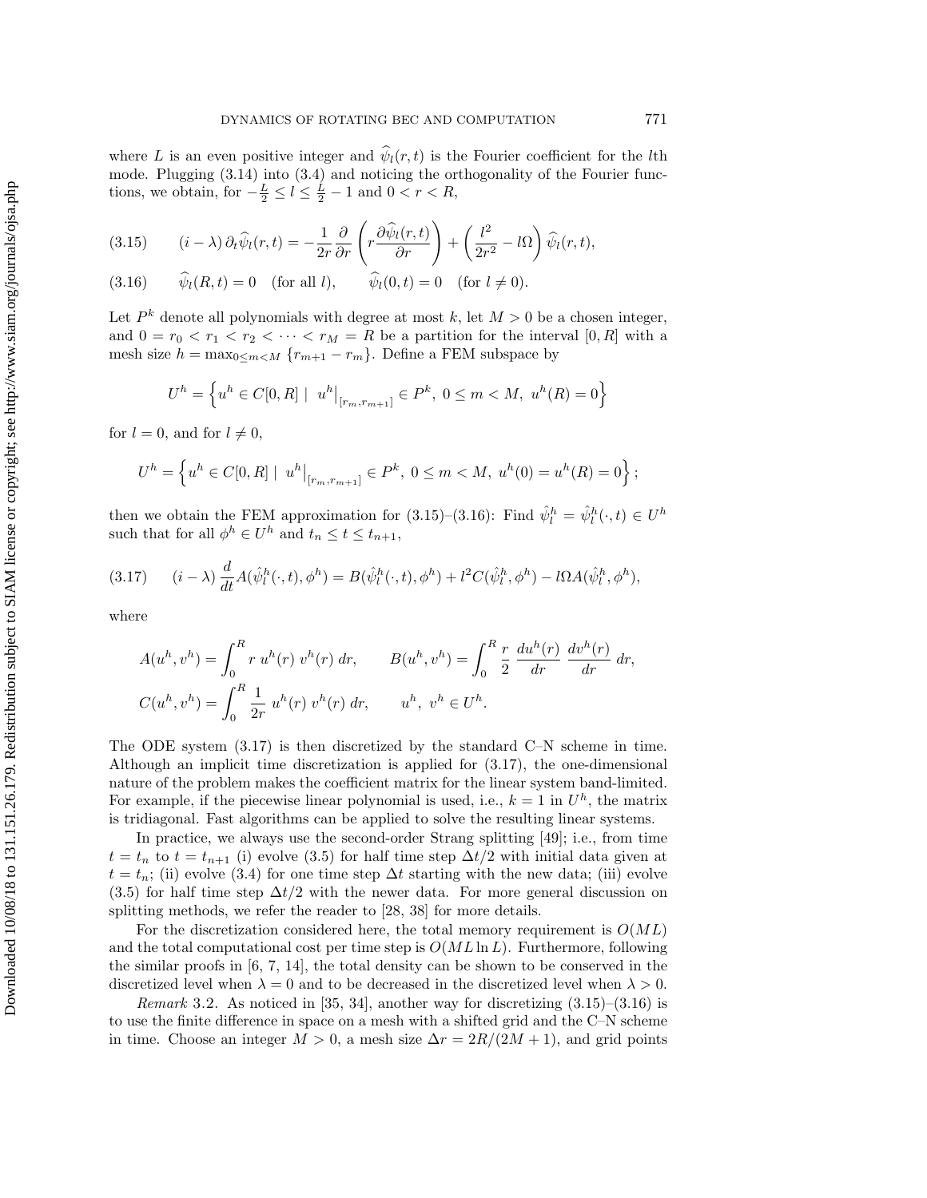where $L$ is an even positive integer and $\widehat{\psi}_l(r,t)$ is the Fourier coefficient for the $l$th mode. Plugging (3.14) into (3.4) and noticing the orthogonality of the Fourier functions, we obtain, for $-\frac{L}{2} \le l \le \frac{L}{2}-1$ and $0 < r < R$,

$$
(i-\lambda)\,\partial_t \widehat{\psi}_l(r,t) = -\frac{1}{2r}\frac{\partial}{\partial r}\left(r\frac{\partial \widehat{\psi}_l(r,t)}{\partial r}\right) + \left(\frac{l^2}{2r^2} - l\Omega\right)\widehat{\psi}_l(r,t), \tag{3.15}
$$

$$
\widehat{\psi}_l(R,t) = 0 \quad \text{(for all } l), \qquad \widehat{\psi}_l(0,t) = 0 \quad (\text{for } l \neq 0). \tag{3.16}
$$

Let $P^k$ denote all polynomials with degree at most $k$, let $M > 0$ be a chosen integer, and $0 = r_0 < r_1 < r_2 < \cdots < r_M = R$ be a partition for the interval $[0, R]$ with a mesh size $h = \max_{0\le m<M}\{r_{m+1} - r_m\}$. Define a FEM subspace by

$$
U^h = \left\{ u^h \in C[0,R] \;\middle|\; u^h\big|_{[r_m, r_{m+1}]} \in P^k,\ 0 \le m < M,\ u^h(R) = 0 \right\}
$$

for $l = 0$, and for $l \neq 0$,

$$
U^h = \left\{ u^h \in C[0,R] \;\middle|\; u^h\big|_{[r_m, r_{m+1}]} \in P^k,\ 0 \le m < M,\ u^h(0) = u^h(R) = 0 \right\};
$$

then we obtain the FEM approximation for (3.15)–(3.16): Find $\hat{\psi}_l^h = \hat{\psi}_l^h(\cdot,t) \in U^h$ such that for all $\phi^h \in U^h$ and $t_n \le t \le t_{n+1}$,

$$
(i-\lambda)\frac{d}{dt}A(\hat{\psi}_l^h(\cdot,t), \phi^h) = B(\hat{\psi}_l^h(\cdot,t), \phi^h) + l^2 C(\hat{\psi}_l^h, \phi^h) - l\Omega A(\hat{\psi}_l^h, \phi^h), \tag{3.17}
$$

where

$$
A(u^h, v^h) = \int_0^R r\, u^h(r)\, v^h(r)\, dr, \qquad B(u^h, v^h) = \int_0^R \frac{r}{2}\, \frac{du^h(r)}{dr}\, \frac{dv^h(r)}{dr}\, dr,
$$

$$
C(u^h, v^h) = \int_0^R \frac{1}{2r}\, u^h(r)\, v^h(r)\, dr, \qquad u^h,\ v^h \in U^h.
$$

The ODE system (3.17) is then discretized by the standard C–N scheme in time. Although an implicit time discretization is applied for (3.17), the one-dimensional nature of the problem makes the coefficient matrix for the linear system band-limited. For example, if the piecewise linear polynomial is used, i.e., $k = 1$ in $U^h$, the matrix is tridiagonal. Fast algorithms can be applied to solve the resulting linear systems.

In practice, we always use the second-order Strang splitting [49]; i.e., from time $t = t_n$ to $t = t_{n+1}$ (i) evolve (3.5) for half time step $\Delta t/2$ with initial data given at $t = t_n$; (ii) evolve (3.4) for one time step $\Delta t$ starting with the new data; (iii) evolve (3.5) for half time step $\Delta t/2$ with the newer data. For more general discussion on splitting methods, we refer the reader to [28, 38] for more details.

For the discretization considered here, the total memory requirement is $O(ML)$ and the total computational cost per time step is $O(ML \ln L)$. Furthermore, following the similar proofs in [6, 7, 14], the total density can be shown to be conserved in the discretized level when $\lambda = 0$ and to be decreased in the discretized level when $\lambda > 0$.

*Remark* 3.2. As noticed in [35, 34], another way for discretizing (3.15)–(3.16) is to use the finite difference in space on a mesh with a shifted grid and the C–N scheme in time. Choose an integer $M > 0$, a mesh size $\Delta r = 2R/(2M + 1)$, and grid points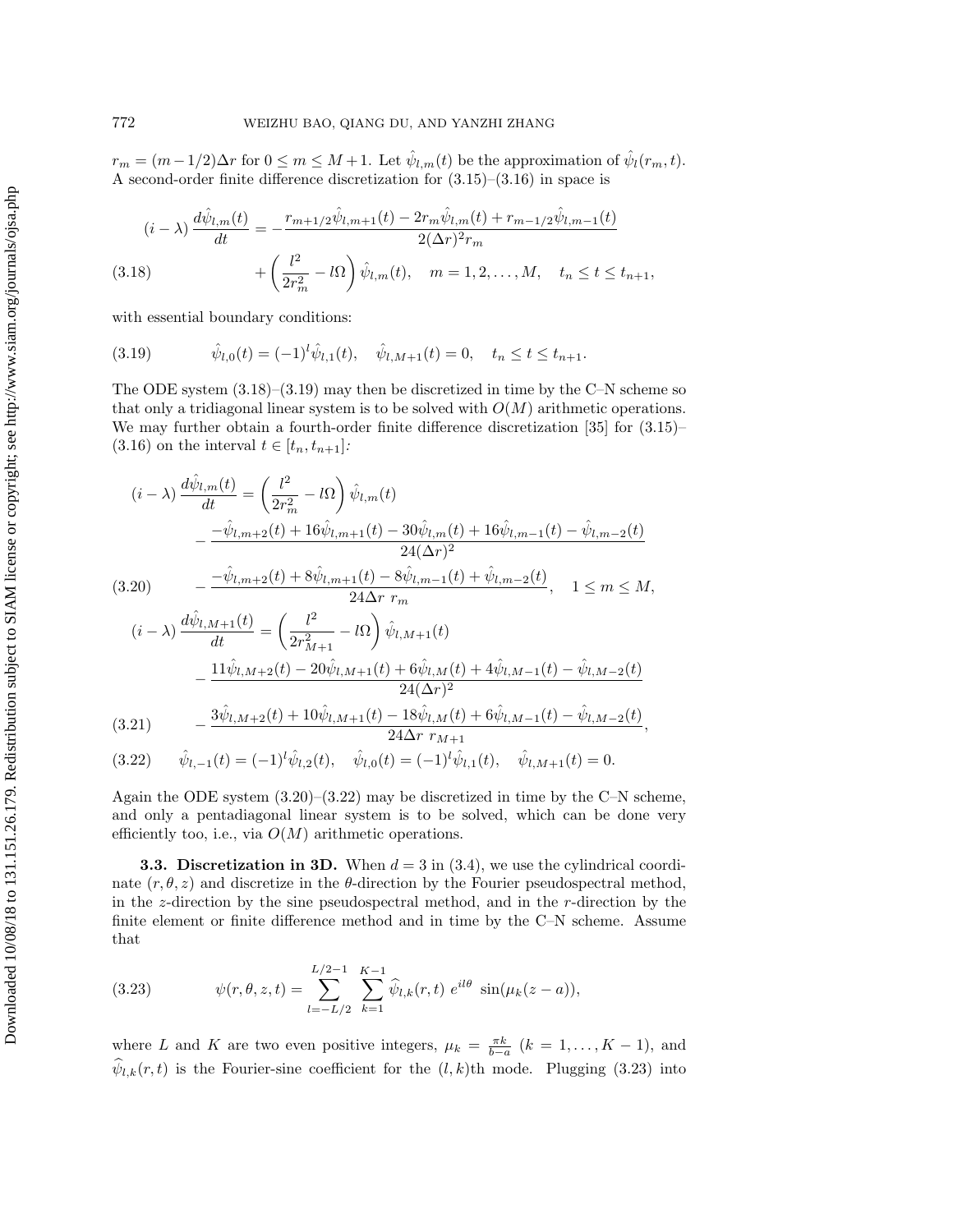$r_m = (m-1/2)\Delta r$ for $0 \le m \le M+1$. Let $\hat{\psi}_{l,m}(t)$ be the approximation of $\hat{\psi}_l(r_m,t)$. A second-order finite difference discretization for (3.15)–(3.16) in space is

$$
\begin{aligned}
(i-\lambda)\,\frac{d\hat{\psi}_{l,m}(t)}{dt} &= -\frac{r_{m+1/2}\hat{\psi}_{l,m+1}(t) - 2r_m\hat{\psi}_{l,m}(t) + r_{m-1/2}\hat{\psi}_{l,m-1}(t)}{2(\Delta r)^2 r_m} \\
&\quad + \left(\frac{l^2}{2r_m^2} - l\Omega\right)\hat{\psi}_{l,m}(t), \quad m = 1,2,\ldots,M, \quad t_n \le t \le t_{n+1},
\end{aligned} \tag{3.18}
$$

with essential boundary conditions:

$$
\hat{\psi}_{l,0}(t) = (-1)^l \hat{\psi}_{l,1}(t), \quad \hat{\psi}_{l,M+1}(t) = 0, \quad t_n \le t \le t_{n+1}. \tag{3.19}
$$

The ODE system (3.18)–(3.19) may then be discretized in time by the C–N scheme so that only a tridiagonal linear system is to be solved with $O(M)$ arithmetic operations. We may further obtain a fourth-order finite difference discretization [35] for (3.15)–(3.16) on the interval $t \in [t_n, t_{n+1}]$:

$$
\begin{aligned}
(i-\lambda)\,\frac{d\hat{\psi}_{l,m}(t)}{dt} &= \left(\frac{l^2}{2r_m^2} - l\Omega\right)\hat{\psi}_{l,m}(t) \\
&\quad - \frac{-\hat{\psi}_{l,m+2}(t) + 16\hat{\psi}_{l,m+1}(t) - 30\hat{\psi}_{l,m}(t) + 16\hat{\psi}_{l,m-1}(t) - \hat{\psi}_{l,m-2}(t)}{24(\Delta r)^2} \\
&\quad - \frac{-\hat{\psi}_{l,m+2}(t) + 8\hat{\psi}_{l,m+1}(t) - 8\hat{\psi}_{l,m-1}(t) + \hat{\psi}_{l,m-2}(t)}{24\Delta r\; r_m}, \quad 1 \le m \le M,
\end{aligned} \tag{3.20}
$$

$$
\begin{aligned}
(i-\lambda)\,\frac{d\hat{\psi}_{l,M+1}(t)}{dt} &= \left(\frac{l^2}{2r_{M+1}^2} - l\Omega\right)\hat{\psi}_{l,M+1}(t) \\
&\quad - \frac{11\hat{\psi}_{l,M+2}(t) - 20\hat{\psi}_{l,M+1}(t) + 6\hat{\psi}_{l,M}(t) + 4\hat{\psi}_{l,M-1}(t) - \hat{\psi}_{l,M-2}(t)}{24(\Delta r)^2} \\
&\quad - \frac{3\hat{\psi}_{l,M+2}(t) + 10\hat{\psi}_{l,M+1}(t) - 18\hat{\psi}_{l,M}(t) + 6\hat{\psi}_{l,M-1}(t) - \hat{\psi}_{l,M-2}(t)}{24\Delta r\; r_{M+1}},
\end{aligned} \tag{3.21}
$$

$$
\hat{\psi}_{l,-1}(t) = (-1)^l \hat{\psi}_{l,2}(t), \quad \hat{\psi}_{l,0}(t) = (-1)^l \hat{\psi}_{l,1}(t), \quad \hat{\psi}_{l,M+1}(t) = 0. \tag{3.22}
$$

Again the ODE system (3.20)–(3.22) may be discretized in time by the C–N scheme, and only a pentadiagonal linear system is to be solved, which can be done very efficiently too, i.e., via $O(M)$ arithmetic operations.

### 3.3. Discretization in 3D.

When $d = 3$ in (3.4), we use the cylindrical coordinate $(r,\theta,z)$ and discretize in the $\theta$-direction by the Fourier pseudospectral method, in the $z$-direction by the sine pseudospectral method, and in the $r$-direction by the finite element or finite difference method and in time by the C–N scheme. Assume that

$$
\psi(r,\theta,z,t) = \sum_{l=-L/2}^{L/2-1} \sum_{k=1}^{K-1} \widehat{\psi}_{l,k}(r,t)\; e^{il\theta}\; \sin(\mu_k(z-a)), \tag{3.23}
$$

where $L$ and $K$ are two even positive integers, $\mu_k = \frac{\pi k}{b-a}$ $(k = 1,\ldots,K-1)$, and $\widehat{\psi}_{l,k}(r,t)$ is the Fourier-sine coefficient for the $(l,k)$th mode. Plugging (3.23) into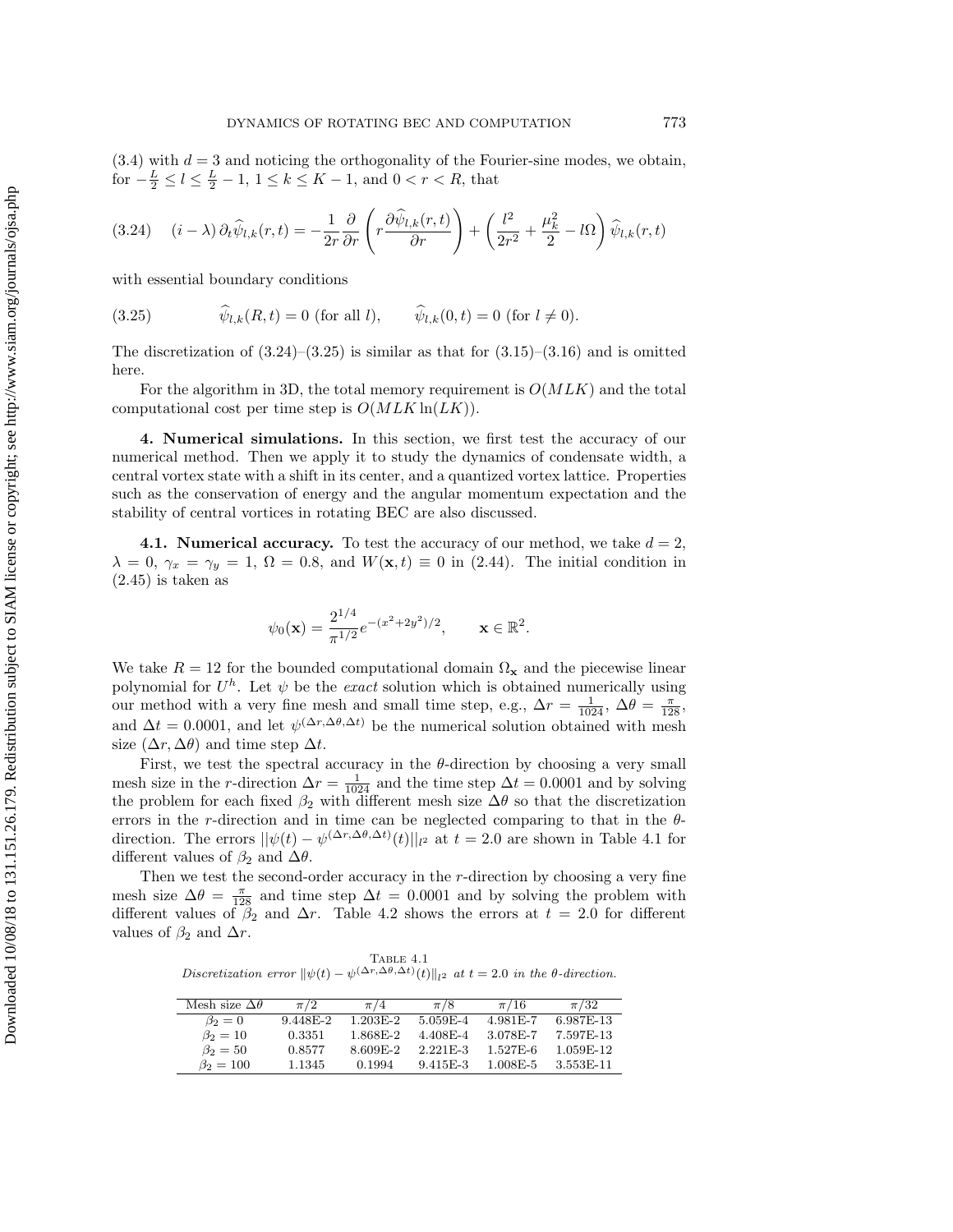(3.4) with $d = 3$ and noticing the orthogonality of the Fourier-sine modes, we obtain, for $-\frac{L}{2} \le l \le \frac{L}{2} - 1$, $1 \le k \le K - 1$, and $0 < r < R$, that

$$(i - \lambda)\, \partial_t \widehat{\psi}_{l,k}(r,t) = -\frac{1}{2r}\frac{\partial}{\partial r}\left(r\frac{\partial \widehat{\psi}_{l,k}(r,t)}{\partial r}\right) + \left(\frac{l^2}{2r^2} + \frac{\mu_k^2}{2} - l\Omega\right)\widehat{\psi}_{l,k}(r,t) \tag{3.24}$$

with essential boundary conditions

$$\widehat{\psi}_{l,k}(R,t) = 0 \text{ (for all } l), \qquad \widehat{\psi}_{l,k}(0,t) = 0 \text{ (for } l \neq 0). \tag{3.25}$$

The discretization of (3.24)–(3.25) is similar as that for (3.15)–(3.16) and is omitted here.

For the algorithm in 3D, the total memory requirement is $O(MLK)$ and the total computational cost per time step is $O(MLK \ln(LK))$.

## 4. Numerical simulations.

In this section, we first test the accuracy of our numerical method. Then we apply it to study the dynamics of condensate width, a central vortex state with a shift in its center, and a quantized vortex lattice. Properties such as the conservation of energy and the angular momentum expectation and the stability of central vortices in rotating BEC are also discussed.

### 4.1. Numerical accuracy.

To test the accuracy of our method, we take $d = 2$, $\lambda = 0$, $\gamma_x = \gamma_y = 1$, $\Omega = 0.8$, and $W(\mathbf{x},t) \equiv 0$ in (2.44). The initial condition in (2.45) is taken as

$$\psi_0(\mathbf{x}) = \frac{2^{1/4}}{\pi^{1/2}} e^{-(x^2+2y^2)/2}, \qquad \mathbf{x} \in \mathbb{R}^2.$$

We take $R = 12$ for the bounded computational domain $\Omega_{\mathbf{x}}$ and the piecewise linear polynomial for $U^h$. Let $\psi$ be the *exact* solution which is obtained numerically using our method with a very fine mesh and small time step, e.g., $\Delta r = \frac{1}{1024}$, $\Delta\theta = \frac{\pi}{128}$, and $\Delta t = 0.0001$, and let $\psi^{(\Delta r, \Delta\theta, \Delta t)}$ be the numerical solution obtained with mesh size $(\Delta r, \Delta\theta)$ and time step $\Delta t$.

First, we test the spectral accuracy in the $\theta$-direction by choosing a very small mesh size in the $r$-direction $\Delta r = \frac{1}{1024}$ and the time step $\Delta t = 0.0001$ and by solving the problem for each fixed $\beta_2$ with different mesh size $\Delta\theta$ so that the discretization errors in the $r$-direction and in time can be neglected comparing to that in the $\theta$-direction. The errors $\|\psi(t) - \psi^{(\Delta r,\Delta\theta,\Delta t)}(t)\|_{l^2}$ at $t = 2.0$ are shown in Table 4.1 for different values of $\beta_2$ and $\Delta\theta$.

Then we test the second-order accuracy in the $r$-direction by choosing a very fine mesh size $\Delta\theta = \frac{\pi}{128}$ and time step $\Delta t = 0.0001$ and by solving the problem with different values of $\beta_2$ and $\Delta r$. Table 4.2 shows the errors at $t = 2.0$ for different values of $\beta_2$ and $\Delta r$.

TABLE 4.1
*Discretization error $\|\psi(t) - \psi^{(\Delta r,\Delta\theta,\Delta t)}(t)\|_{l^2}$ at $t = 2.0$ in the $\theta$-direction.*

| Mesh size $\Delta\theta$ | $\pi/2$ | $\pi/4$ | $\pi/8$ | $\pi/16$ | $\pi/32$ |
|---|---|---|---|---|---|
| $\beta_2 = 0$ | 9.448E-2 | 1.203E-2 | 5.059E-4 | 4.981E-7 | 6.987E-13 |
| $\beta_2 = 10$ | 0.3351 | 1.868E-2 | 4.408E-4 | 3.078E-7 | 7.597E-13 |
| $\beta_2 = 50$ | 0.8577 | 8.609E-2 | 2.221E-3 | 1.527E-6 | 1.059E-12 |
| $\beta_2 = 100$ | 1.1345 | 0.1994 | 9.415E-3 | 1.008E-5 | 3.553E-11 |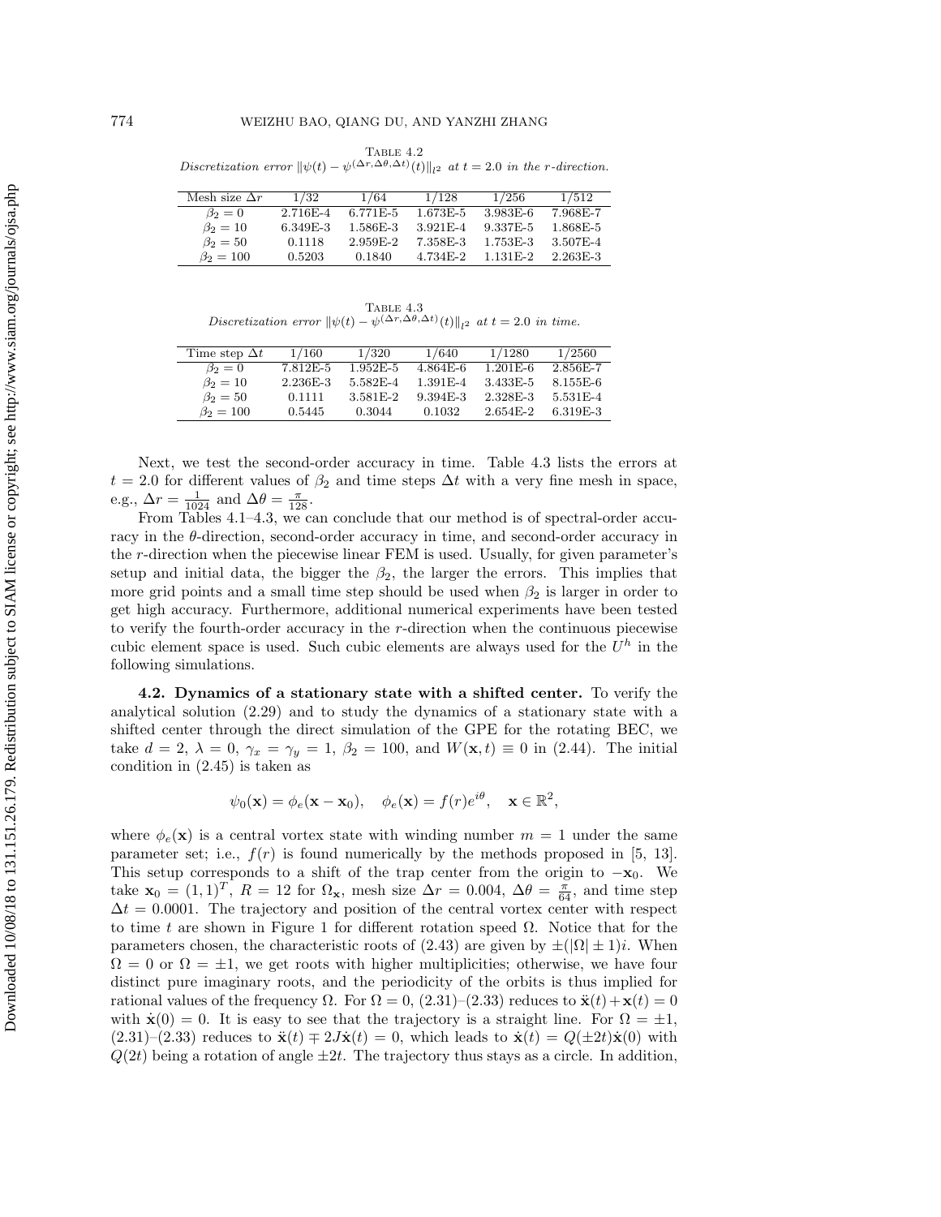Table 4.2
*Discretization error $\|\psi(t) - \psi^{(\Delta r, \Delta\theta, \Delta t)}(t)\|_{l^2}$ at $t = 2.0$ in the $r$-direction.*

| Mesh size $\Delta r$ | 1/32 | 1/64 | 1/128 | 1/256 | 1/512 |
|---|---|---|---|---|---|
| $\beta_2 = 0$ | 2.716E-4 | 6.771E-5 | 1.673E-5 | 3.983E-6 | 7.968E-7 |
| $\beta_2 = 10$ | 6.349E-3 | 1.586E-3 | 3.921E-4 | 9.337E-5 | 1.868E-5 |
| $\beta_2 = 50$ | 0.1118 | 2.959E-2 | 7.358E-3 | 1.753E-3 | 3.507E-4 |
| $\beta_2 = 100$ | 0.5203 | 0.1840 | 4.734E-2 | 1.131E-2 | 2.263E-3 |

Table 4.3
*Discretization error $\|\psi(t) - \psi^{(\Delta r, \Delta\theta, \Delta t)}(t)\|_{l^2}$ at $t = 2.0$ in time.*

| Time step $\Delta t$ | 1/160 | 1/320 | 1/640 | 1/1280 | 1/2560 |
|---|---|---|---|---|---|
| $\beta_2 = 0$ | 7.812E-5 | 1.952E-5 | 4.864E-6 | 1.201E-6 | 2.856E-7 |
| $\beta_2 = 10$ | 2.236E-3 | 5.582E-4 | 1.391E-4 | 3.433E-5 | 8.155E-6 |
| $\beta_2 = 50$ | 0.1111 | 3.581E-2 | 9.394E-3 | 2.328E-3 | 5.531E-4 |
| $\beta_2 = 100$ | 0.5445 | 0.3044 | 0.1032 | 2.654E-2 | 6.319E-3 |

Next, we test the second-order accuracy in time. Table 4.3 lists the errors at $t = 2.0$ for different values of $\beta_2$ and time steps $\Delta t$ with a very fine mesh in space, e.g., $\Delta r = \frac{1}{1024}$ and $\Delta\theta = \frac{\pi}{128}$.

From Tables 4.1–4.3, we can conclude that our method is of spectral-order accuracy in the $\theta$-direction, second-order accuracy in time, and second-order accuracy in the $r$-direction when the piecewise linear FEM is used. Usually, for given parameter's setup and initial data, the bigger the $\beta_2$, the larger the errors. This implies that more grid points and a small time step should be used when $\beta_2$ is larger in order to get high accuracy. Furthermore, additional numerical experiments have been tested to verify the fourth-order accuracy in the $r$-direction when the continuous piecewise cubic element space is used. Such cubic elements are always used for the $U^h$ in the following simulations.

**4.2. Dynamics of a stationary state with a shifted center.** To verify the analytical solution (2.29) and to study the dynamics of a stationary state with a shifted center through the direct simulation of the GPE for the rotating BEC, we take $d = 2$, $\lambda = 0$, $\gamma_x = \gamma_y = 1$, $\beta_2 = 100$, and $W(\mathbf{x}, t) \equiv 0$ in (2.44). The initial condition in (2.45) is taken as

$$\psi_0(\mathbf{x}) = \phi_e(\mathbf{x} - \mathbf{x}_0), \quad \phi_e(\mathbf{x}) = f(r)e^{i\theta}, \quad \mathbf{x} \in \mathbb{R}^2,$$

where $\phi_e(\mathbf{x})$ is a central vortex state with winding number $m = 1$ under the same parameter set; i.e., $f(r)$ is found numerically by the methods proposed in [5, 13]. This setup corresponds to a shift of the trap center from the origin to $-\mathbf{x}_0$. We take $\mathbf{x}_0 = (1, 1)^T$, $R = 12$ for $\Omega_{\mathbf{x}}$, mesh size $\Delta r = 0.004$, $\Delta\theta = \frac{\pi}{64}$, and time step $\Delta t = 0.0001$. The trajectory and position of the central vortex center with respect to time $t$ are shown in Figure 1 for different rotation speed $\Omega$. Notice that for the parameters chosen, the characteristic roots of (2.43) are given by $\pm(|\Omega| \pm 1)i$. When $\Omega = 0$ or $\Omega = \pm 1$, we get roots with higher multiplicities; otherwise, we have four distinct pure imaginary roots, and the periodicity of the orbits is thus implied for rational values of the frequency $\Omega$. For $\Omega = 0$, (2.31)–(2.33) reduces to $\ddot{\mathbf{x}}(t) + \mathbf{x}(t) = 0$ with $\dot{\mathbf{x}}(0) = 0$. It is easy to see that the trajectory is a straight line. For $\Omega = \pm 1$, (2.31)–(2.33) reduces to $\ddot{\mathbf{x}}(t) \mp 2J\dot{\mathbf{x}}(t) = 0$, which leads to $\dot{\mathbf{x}}(t) = Q(\pm 2t)\dot{\mathbf{x}}(0)$ with $Q(2t)$ being a rotation of angle $\pm 2t$. The trajectory thus stays as a circle. In addition,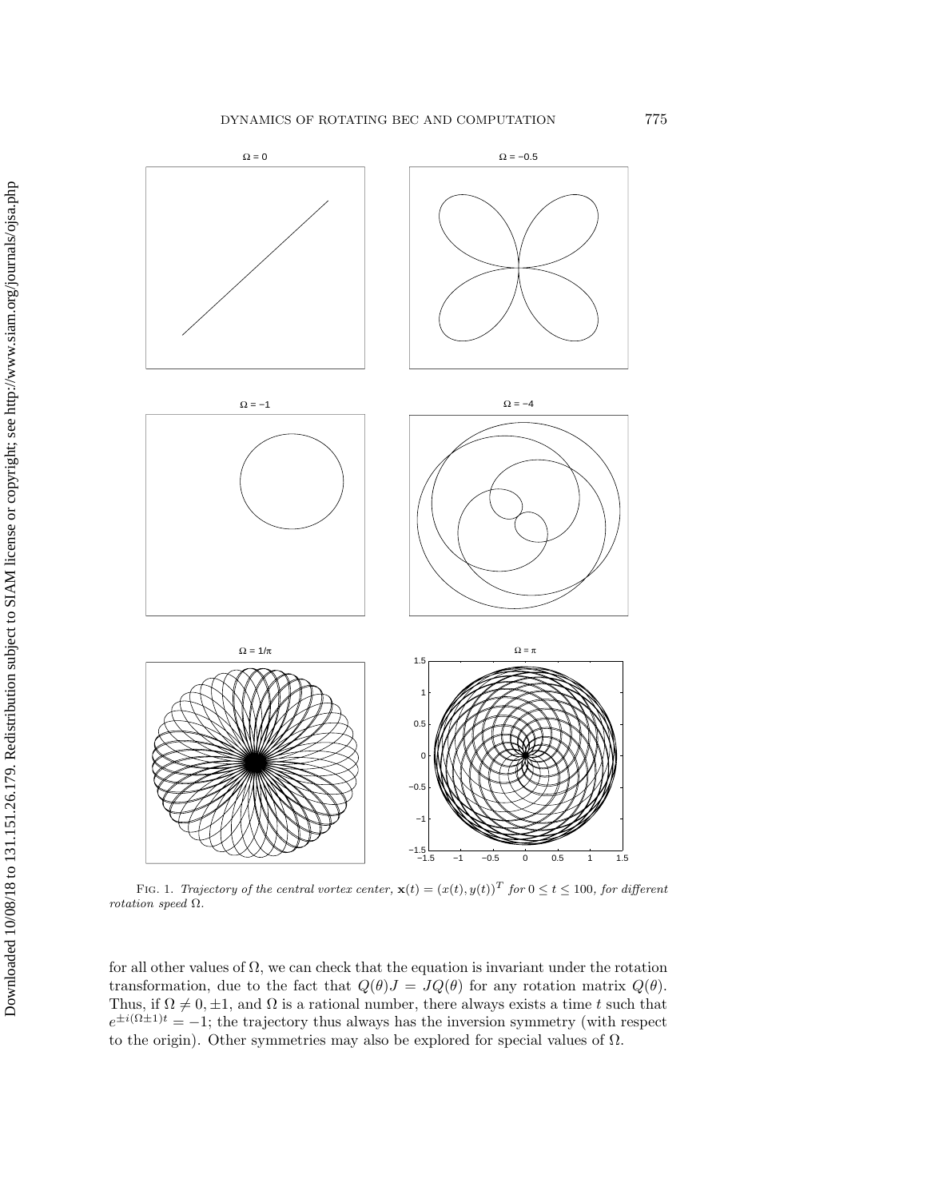FIG. 1. *Trajectory of the central vortex center,* $\mathbf{x}(t) = (x(t), y(t))^T$ *for* $0 \le t \le 100$*, for different rotation speed* $\Omega$*.*

for all other values of $\Omega$, we can check that the equation is invariant under the rotation transformation, due to the fact that $Q(\theta)J = JQ(\theta)$ for any rotation matrix $Q(\theta)$. Thus, if $\Omega \neq 0, \pm 1$, and $\Omega$ is a rational number, there always exists a time $t$ such that $e^{\pm i(\Omega \pm 1)t} = -1$; the trajectory thus always has the inversion symmetry (with respect to the origin). Other symmetries may also be explored for special values of $\Omega$.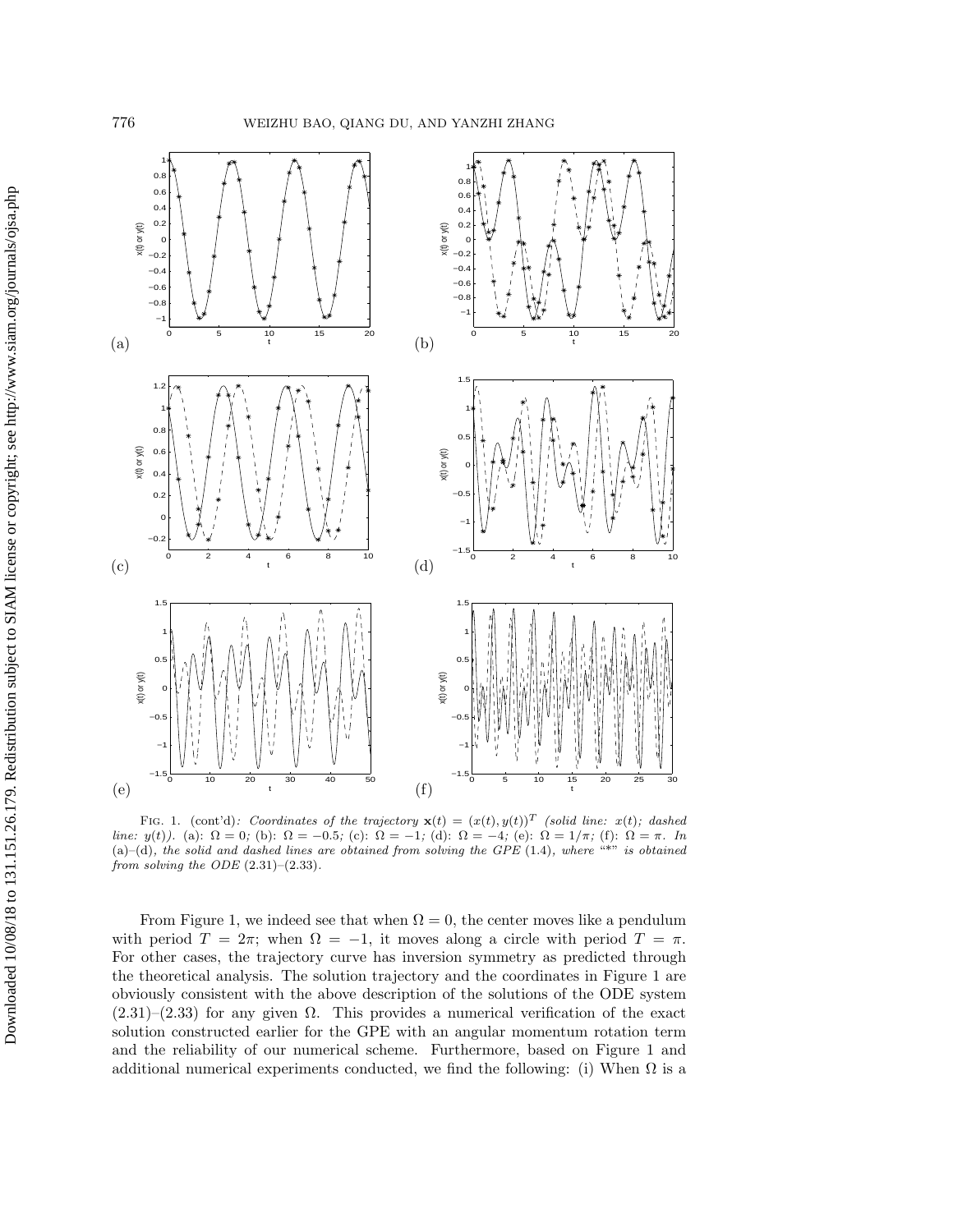FIG. 1. (cont'd): *Coordinates of the trajectory* $\mathbf{x}(t) = (x(t), y(t))^T$ *(solid line:* $x(t)$*; dashed line:* $y(t)$*).* (a): $\Omega = 0$*;* (b): $\Omega = -0.5$*;* (c): $\Omega = -1$*;* (d): $\Omega = -4$*;* (e): $\Omega = 1/\pi$*;* (f): $\Omega = \pi$*. In* (a)–(d)*, the solid and dashed lines are obtained from solving the GPE* (1.4)*, where "\*" is obtained from solving the ODE* (2.31)–(2.33)*.*

From Figure 1, we indeed see that when $\Omega = 0$, the center moves like a pendulum with period $T = 2\pi$; when $\Omega = -1$, it moves along a circle with period $T = \pi$. For other cases, the trajectory curve has inversion symmetry as predicted through the theoretical analysis. The solution trajectory and the coordinates in Figure 1 are obviously consistent with the above description of the solutions of the ODE system (2.31)–(2.33) for any given $\Omega$. This provides a numerical verification of the exact solution constructed earlier for the GPE with an angular momentum rotation term and the reliability of our numerical scheme. Furthermore, based on Figure 1 and additional numerical experiments conducted, we find the following: (i) When $\Omega$ is a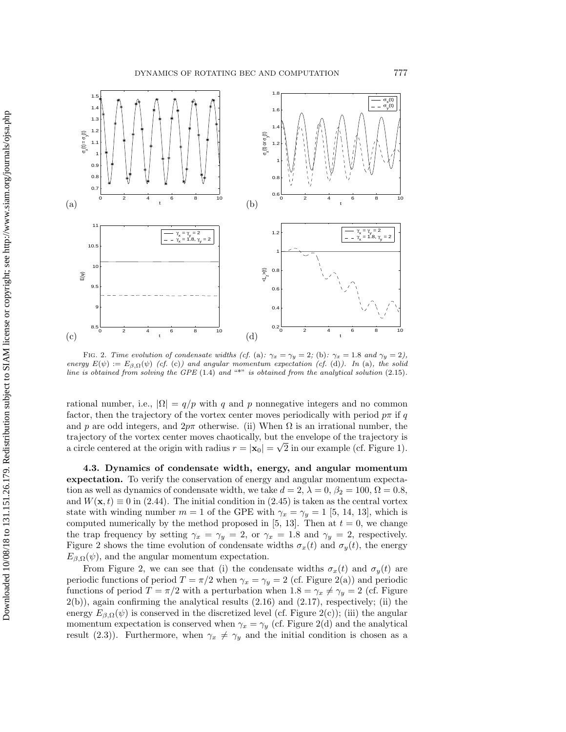FIG. 2. *Time evolution of condensate widths (cf.* (a)*: $\gamma_x = \gamma_y = 2$;* (b)*: $\gamma_x = 1.8$ and $\gamma_y = 2$), energy $E(\psi) := E_{\beta,\Omega}(\psi)$ (cf.* (c)*) and angular momentum expectation (cf.* (d)*). In* (a)*, the solid line is obtained from solving the GPE* (1.4) *and "\*" is obtained from the analytical solution* (2.15).

rational number, i.e., $|\Omega| = q/p$ with $q$ and $p$ nonnegative integers and no common factor, then the trajectory of the vortex center moves periodically with period $p\pi$ if $q$ and $p$ are odd integers, and $2p\pi$ otherwise. (ii) When $\Omega$ is an irrational number, the trajectory of the vortex center moves chaotically, but the envelope of the trajectory is a circle centered at the origin with radius $r = |\mathbf{x}_0| = \sqrt{2}$ in our example (cf. Figure 1).

**4.3. Dynamics of condensate width, energy, and angular momentum expectation.** To verify the conservation of energy and angular momentum expectation as well as dynamics of condensate width, we take $d = 2$, $\lambda = 0$, $\beta_2 = 100$, $\Omega = 0.8$, and $W(\mathbf{x}, t) \equiv 0$ in (2.44). The initial condition in (2.45) is taken as the central vortex state with winding number $m = 1$ of the GPE with $\gamma_x = \gamma_y = 1$ [5, 14, 13], which is computed numerically by the method proposed in [5, 13]. Then at $t = 0$, we change the trap frequency by setting $\gamma_x = \gamma_y = 2$, or $\gamma_x = 1.8$ and $\gamma_y = 2$, respectively. Figure 2 shows the time evolution of condensate widths $\sigma_x(t)$ and $\sigma_y(t)$, the energy $E_{\beta,\Omega}(\psi)$, and the angular momentum expectation.

From Figure 2, we can see that (i) the condensate widths $\sigma_x(t)$ and $\sigma_y(t)$ are periodic functions of period $T = \pi/2$ when $\gamma_x = \gamma_y = 2$ (cf. Figure 2(a)) and periodic functions of period $T = \pi/2$ with a perturbation when $1.8 = \gamma_x \neq \gamma_y = 2$ (cf. Figure 2(b)), again confirming the analytical results (2.16) and (2.17), respectively; (ii) the energy $E_{\beta,\Omega}(\psi)$ is conserved in the discretized level (cf. Figure 2(c)); (iii) the angular momentum expectation is conserved when $\gamma_x = \gamma_y$ (cf. Figure 2(d) and the analytical result (2.3)). Furthermore, when $\gamma_x \neq \gamma_y$ and the initial condition is chosen as a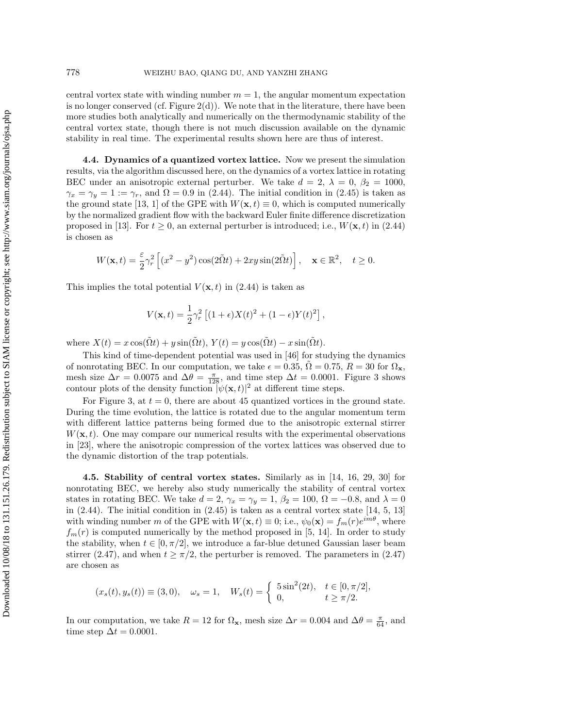central vortex state with winding number $m = 1$, the angular momentum expectation is no longer conserved (cf. Figure 2(d)). We note that in the literature, there have been more studies both analytically and numerically on the thermodynamic stability of the central vortex state, though there is not much discussion available on the dynamic stability in real time. The experimental results shown here are thus of interest.

**4.4. Dynamics of a quantized vortex lattice.** Now we present the simulation results, via the algorithm discussed here, on the dynamics of a vortex lattice in rotating BEC under an anisotropic external perturber. We take $d = 2$, $\lambda = 0$, $\beta_2 = 1000$, $\gamma_x = \gamma_y = 1 := \gamma_r$, and $\Omega = 0.9$ in (2.44). The initial condition in (2.45) is taken as the ground state [13, 1] of the GPE with $W(\mathbf{x}, t) \equiv 0$, which is computed numerically by the normalized gradient flow with the backward Euler finite difference discretization proposed in [13]. For $t \geq 0$, an external perturber is introduced; i.e., $W(\mathbf{x}, t)$ in (2.44) is chosen as

$$W(\mathbf{x}, t) = \frac{\varepsilon}{2}\gamma_r^2 \left[(x^2 - y^2)\cos(2\tilde{\Omega}t) + 2xy\sin(2\tilde{\Omega}t)\right], \quad \mathbf{x} \in \mathbb{R}^2, \quad t \geq 0.$$

This implies the total potential $V(\mathbf{x}, t)$ in (2.44) is taken as

$$V(\mathbf{x}, t) = \frac{1}{2}\gamma_r^2 \left[(1 + \epsilon)X(t)^2 + (1 - \epsilon)Y(t)^2\right],$$

where $X(t) = x\cos(\tilde{\Omega}t) + y\sin(\tilde{\Omega}t)$, $Y(t) = y\cos(\tilde{\Omega}t) - x\sin(\tilde{\Omega}t)$.

This kind of time-dependent potential was used in [46] for studying the dynamics of nonrotating BEC. In our computation, we take $\epsilon = 0.35$, $\tilde{\Omega} = 0.75$, $R = 30$ for $\Omega_{\mathbf{x}}$, mesh size $\Delta r = 0.0075$ and $\Delta\theta = \frac{\pi}{128}$, and time step $\Delta t = 0.0001$. Figure 3 shows contour plots of the density function $|\psi(\mathbf{x}, t)|^2$ at different time steps.

For Figure 3, at $t = 0$, there are about 45 quantized vortices in the ground state. During the time evolution, the lattice is rotated due to the angular momentum term with different lattice patterns being formed due to the anisotropic external stirrer $W(\mathbf{x}, t)$. One may compare our numerical results with the experimental observations in [23], where the anisotropic compression of the vortex lattices was observed due to the dynamic distortion of the trap potentials.

**4.5. Stability of central vortex states.** Similarly as in [14, 16, 29, 30] for nonrotating BEC, we hereby also study numerically the stability of central vortex states in rotating BEC. We take $d = 2$, $\gamma_x = \gamma_y = 1$, $\beta_2 = 100$, $\Omega = -0.8$, and $\lambda = 0$ in (2.44). The initial condition in (2.45) is taken as a central vortex state [14, 5, 13] with winding number $m$ of the GPE with $W(\mathbf{x}, t) \equiv 0$; i.e., $\psi_0(\mathbf{x}) = f_m(r)e^{im\theta}$, where $f_m(r)$ is computed numerically by the method proposed in [5, 14]. In order to study the stability, when $t \in [0, \pi/2]$, we introduce a far-blue detuned Gaussian laser beam stirrer (2.47), and when $t \geq \pi/2$, the perturber is removed. The parameters in (2.47) are chosen as

$$(x_s(t), y_s(t)) \equiv (3, 0), \quad \omega_s = 1, \quad W_s(t) = \begin{cases} 5\sin^2(2t), & t \in [0, \pi/2], \\ 0, & t \geq \pi/2. \end{cases}$$

In our computation, we take $R = 12$ for $\Omega_{\mathbf{x}}$, mesh size $\Delta r = 0.004$ and $\Delta\theta = \frac{\pi}{64}$, and time step $\Delta t = 0.0001$.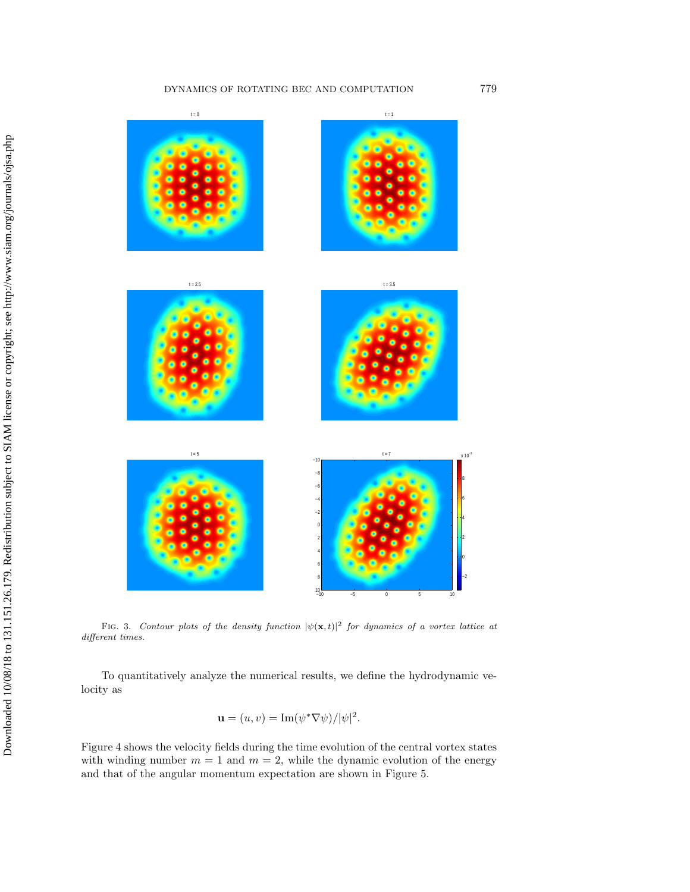FIG. 3. *Contour plots of the density function $|\psi(\mathbf{x}, t)|^2$ for dynamics of a vortex lattice at different times.*

To quantitatively analyze the numerical results, we define the hydrodynamic velocity as

$$\mathbf{u} = (u, v) = \mathrm{Im}(\psi^* \nabla \psi)/|\psi|^2.$$

Figure 4 shows the velocity fields during the time evolution of the central vortex states with winding number $m = 1$ and $m = 2$, while the dynamic evolution of the energy and that of the angular momentum expectation are shown in Figure 5.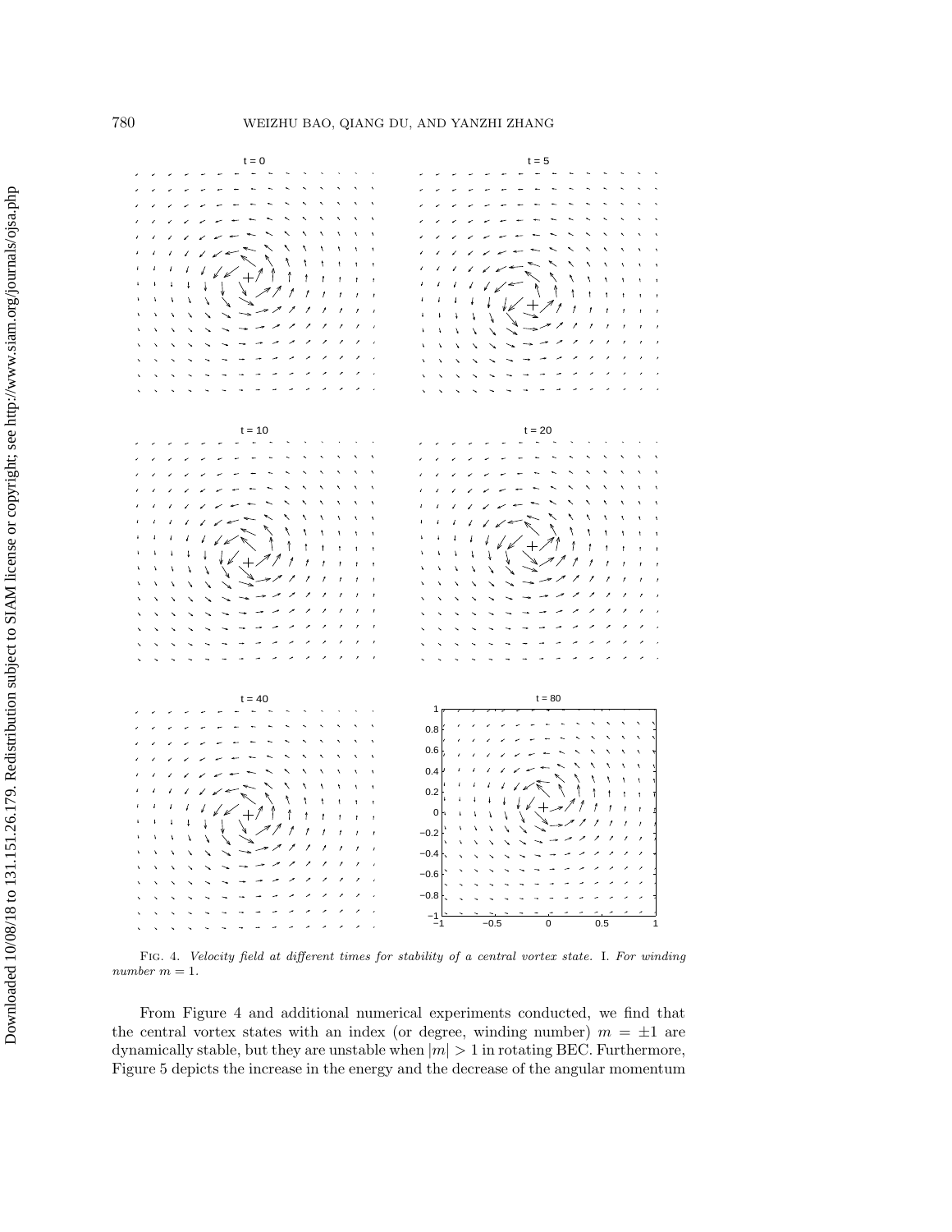FIG. 4. *Velocity field at different times for stability of a central vortex state.* I. *For winding number $m = 1$.*

From Figure 4 and additional numerical experiments conducted, we find that the central vortex states with an index (or degree, winding number) $m = \pm 1$ are dynamically stable, but they are unstable when $|m| > 1$ in rotating BEC. Furthermore, Figure 5 depicts the increase in the energy and the decrease of the angular momentum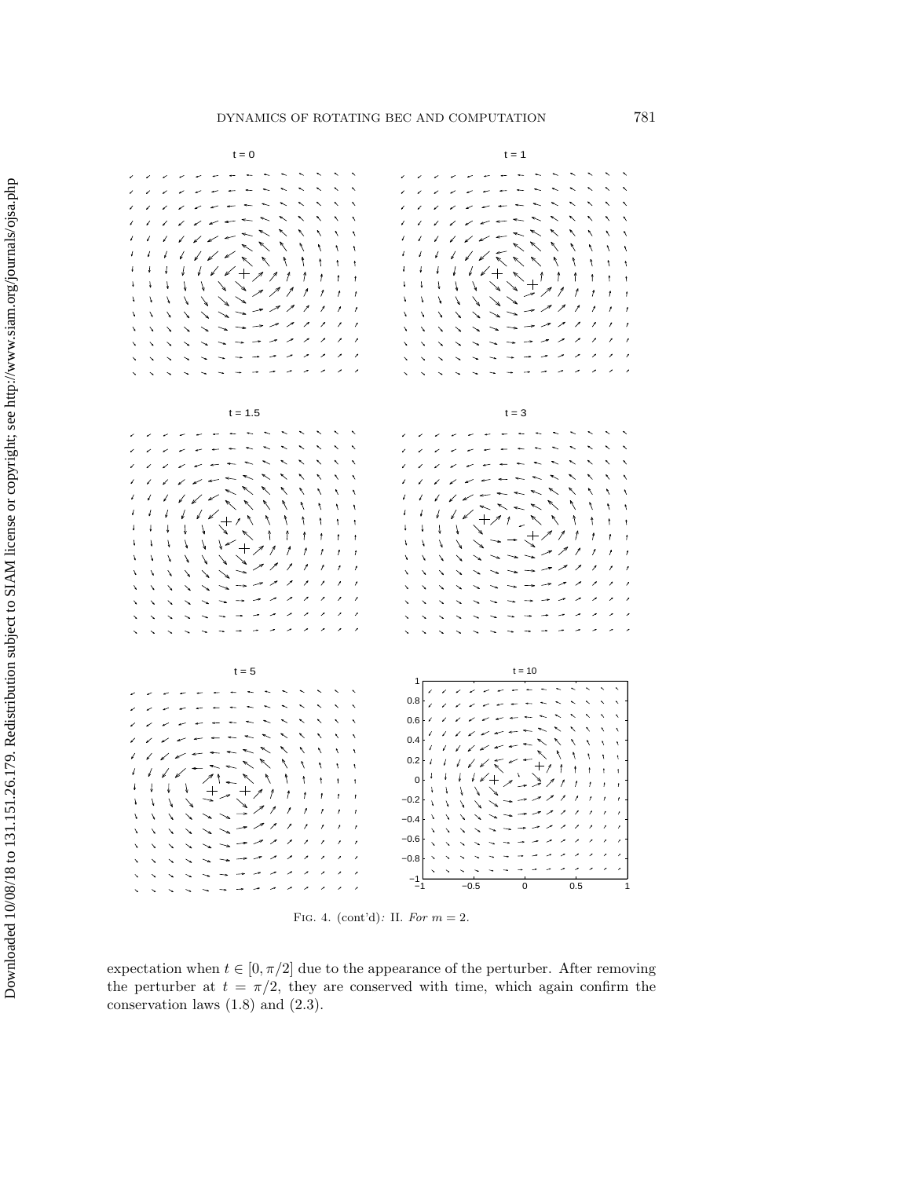FIG. 4. (cont'd): II. *For* $m = 2$.

expectation when $t \in [0, \pi/2]$ due to the appearance of the perturber. After removing the perturber at $t = \pi/2$, they are conserved with time, which again confirm the conservation laws (1.8) and (2.3).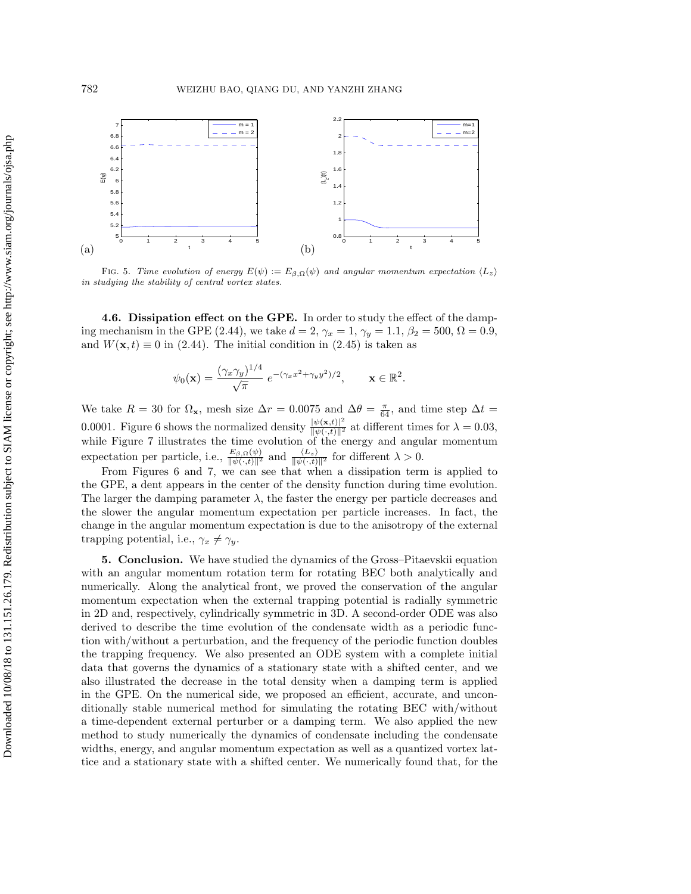FIG. 5. *Time evolution of energy $E(\psi) := E_{\beta,\Omega}(\psi)$ and angular momentum expectation $\langle L_z \rangle$ in studying the stability of central vortex states.*

**4.6. Dissipation effect on the GPE.** In order to study the effect of the damping mechanism in the GPE (2.44), we take $d = 2$, $\gamma_x = 1$, $\gamma_y = 1.1$, $\beta_2 = 500$, $\Omega = 0.9$, and $W(\mathbf{x}, t) \equiv 0$ in (2.44). The initial condition in (2.45) is taken as

$$\psi_0(\mathbf{x}) = \frac{(\gamma_x \gamma_y)^{1/4}}{\sqrt{\pi}} \, e^{-(\gamma_x x^2 + \gamma_y y^2)/2}, \qquad \mathbf{x} \in \mathbb{R}^2.$$

We take $R = 30$ for $\Omega_{\mathbf{x}}$, mesh size $\Delta r = 0.0075$ and $\Delta \theta = \frac{\pi}{64}$, and time step $\Delta t = 0.0001$. Figure 6 shows the normalized density $\frac{|\psi(\mathbf{x},t)|^2}{\|\psi(\cdot,t)\|^2}$ at different times for $\lambda = 0.03$, while Figure 7 illustrates the time evolution of the energy and angular momentum expectation per particle, i.e., $\frac{E_{\beta,\Omega}(\psi)}{\|\psi(\cdot,t)\|^2}$ and $\frac{\langle L_z \rangle}{\|\psi(\cdot,t)\|^2}$ for different $\lambda > 0$.

From Figures 6 and 7, we can see that when a dissipation term is applied to the GPE, a dent appears in the center of the density function during time evolution. The larger the damping parameter $\lambda$, the faster the energy per particle decreases and the slower the angular momentum expectation per particle increases. In fact, the change in the angular momentum expectation is due to the anisotropy of the external trapping potential, i.e., $\gamma_x \neq \gamma_y$.

**5. Conclusion.** We have studied the dynamics of the Gross–Pitaevskii equation with an angular momentum rotation term for rotating BEC both analytically and numerically. Along the analytical front, we proved the conservation of the angular momentum expectation when the external trapping potential is radially symmetric in 2D and, respectively, cylindrically symmetric in 3D. A second-order ODE was also derived to describe the time evolution of the condensate width as a periodic function with/without a perturbation, and the frequency of the periodic function doubles the trapping frequency. We also presented an ODE system with a complete initial data that governs the dynamics of a stationary state with a shifted center, and we also illustrated the decrease in the total density when a damping term is applied in the GPE. On the numerical side, we proposed an efficient, accurate, and unconditionally stable numerical method for simulating the rotating BEC with/without a time-dependent external perturber or a damping term. We also applied the new method to study numerically the dynamics of condensate including the condensate widths, energy, and angular momentum expectation as well as a quantized vortex lattice and a stationary state with a shifted center. We numerically found that, for the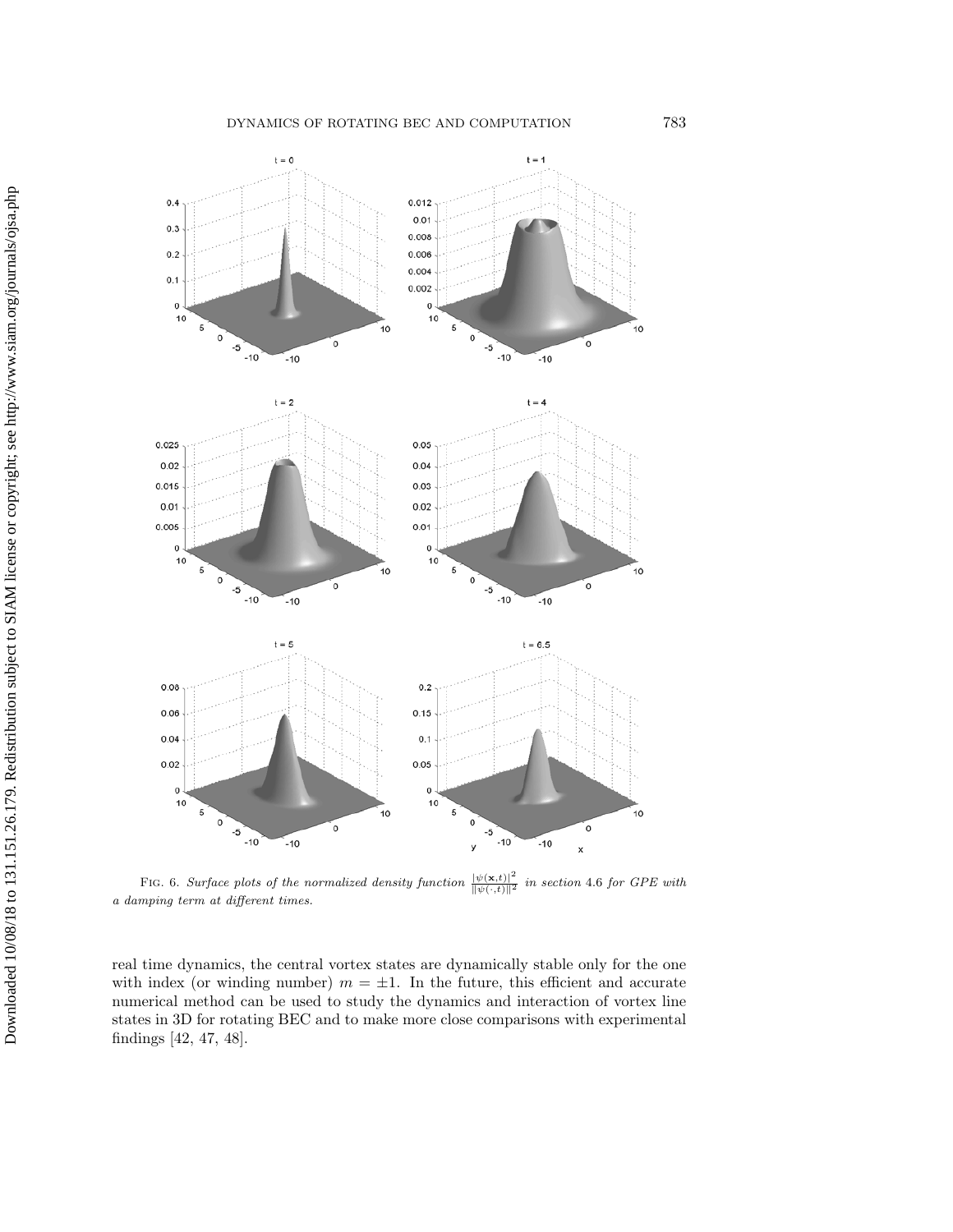FIG. 6. *Surface plots of the normalized density function* $\frac{|\psi(\mathbf{x},t)|^2}{\|\psi(\cdot,t)\|^2}$ *in section* 4.6 *for GPE with a damping term at different times.*

real time dynamics, the central vortex states are dynamically stable only for the one with index (or winding number) $m = \pm 1$. In the future, this efficient and accurate numerical method can be used to study the dynamics and interaction of vortex line states in 3D for rotating BEC and to make more close comparisons with experimental findings [42, 47, 48].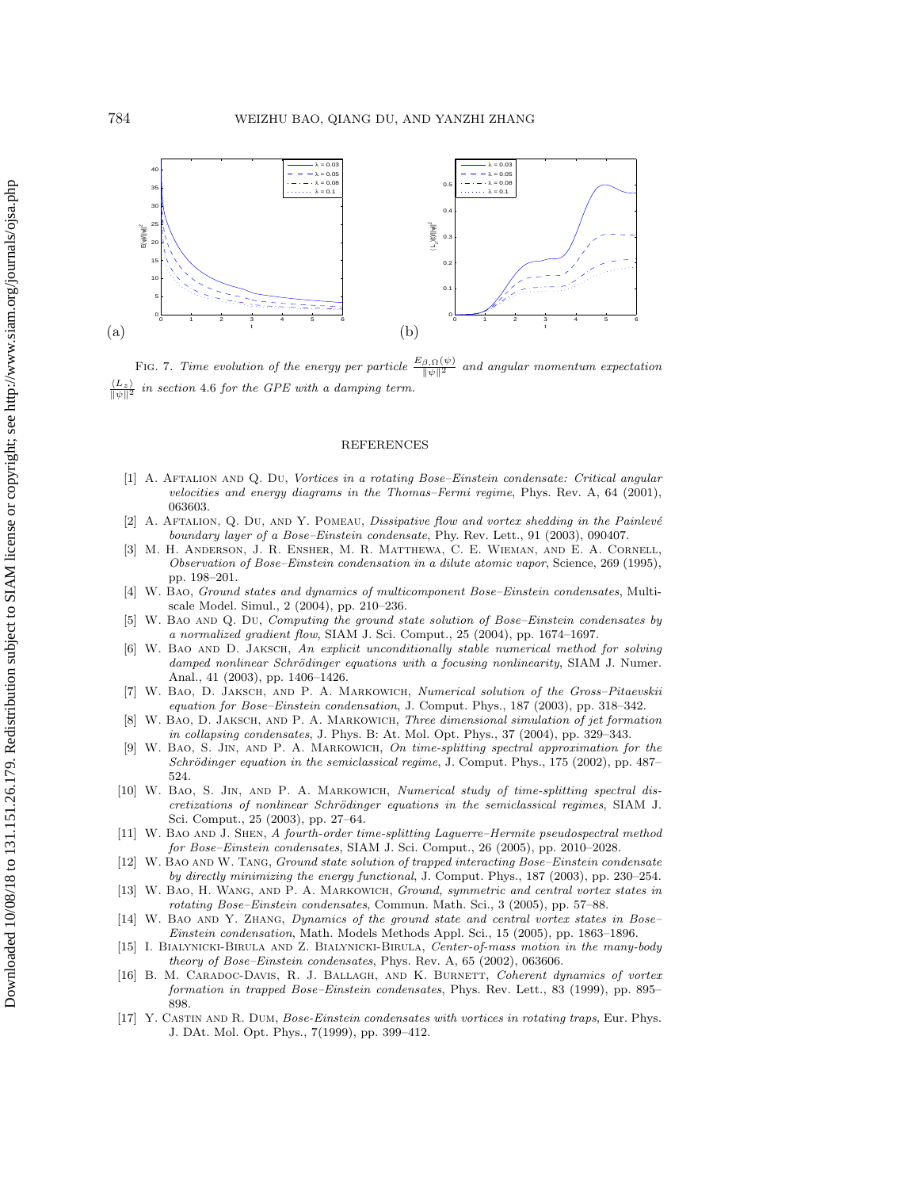(a)

(b)

Fig. 7. *Time evolution of the energy per particle* $\frac{E_{\beta,\Omega}(\psi)}{\|\psi\|^2}$ *and angular momentum expectation* $\frac{\langle L_z \rangle}{\|\psi\|^2}$ *in section* 4.6 *for the GPE with a damping term.*

## REFERENCES

[1] A. Aftalion and Q. Du, *Vortices in a rotating Bose–Einstein condensate: Critical angular velocities and energy diagrams in the Thomas–Fermi regime*, Phys. Rev. A, 64 (2001), 063603.

[2] A. Aftalion, Q. Du, and Y. Pomeau, *Dissipative flow and vortex shedding in the Painlevé boundary layer of a Bose–Einstein condensate*, Phy. Rev. Lett., 91 (2003), 090407.

[3] M. H. Anderson, J. R. Ensher, M. R. Matthewa, C. E. Wieman, and E. A. Cornell, *Observation of Bose–Einstein condensation in a dilute atomic vapor*, Science, 269 (1995), pp. 198–201.

[4] W. Bao, *Ground states and dynamics of multicomponent Bose–Einstein condensates*, Multiscale Model. Simul., 2 (2004), pp. 210–236.

[5] W. Bao and Q. Du, *Computing the ground state solution of Bose–Einstein condensates by a normalized gradient flow*, SIAM J. Sci. Comput., 25 (2004), pp. 1674–1697.

[6] W. Bao and D. Jaksch, *An explicit unconditionally stable numerical method for solving damped nonlinear Schrödinger equations with a focusing nonlinearity*, SIAM J. Numer. Anal., 41 (2003), pp. 1406–1426.

[7] W. Bao, D. Jaksch, and P. A. Markowich, *Numerical solution of the Gross–Pitaevskii equation for Bose–Einstein condensation*, J. Comput. Phys., 187 (2003), pp. 318–342.

[8] W. Bao, D. Jaksch, and P. A. Markowich, *Three dimensional simulation of jet formation in collapsing condensates*, J. Phys. B: At. Mol. Opt. Phys., 37 (2004), pp. 329–343.

[9] W. Bao, S. Jin, and P. A. Markowich, *On time-splitting spectral approximation for the Schrödinger equation in the semiclassical regime*, J. Comput. Phys., 175 (2002), pp. 487–524.

[10] W. Bao, S. Jin, and P. A. Markowich, *Numerical study of time-splitting spectral discretizations of nonlinear Schrödinger equations in the semiclassical regimes*, SIAM J. Sci. Comput., 25 (2003), pp. 27–64.

[11] W. Bao and J. Shen, *A fourth-order time-splitting Laguerre–Hermite pseudospectral method for Bose–Einstein condensates*, SIAM J. Sci. Comput., 26 (2005), pp. 2010–2028.

[12] W. Bao and W. Tang, *Ground state solution of trapped interacting Bose–Einstein condensate by directly minimizing the energy functional*, J. Comput. Phys., 187 (2003), pp. 230–254.

[13] W. Bao, H. Wang, and P. A. Markowich, *Ground, symmetric and central vortex states in rotating Bose–Einstein condensates*, Commun. Math. Sci., 3 (2005), pp. 57–88.

[14] W. Bao and Y. Zhang, *Dynamics of the ground state and central vortex states in Bose–Einstein condensation*, Math. Models Methods Appl. Sci., 15 (2005), pp. 1863–1896.

[15] I. Bialynicki-Birula and Z. Bialynicki-Birula, *Center-of-mass motion in the many-body theory of Bose–Einstein condensates*, Phys. Rev. A, 65 (2002), 063606.

[16] B. M. Caradoc-Davis, R. J. Ballagh, and K. Burnett, *Coherent dynamics of vortex formation in trapped Bose–Einstein condensates*, Phys. Rev. Lett., 83 (1999), pp. 895–898.

[17] Y. Castin and R. Dum, *Bose-Einstein condensates with vortices in rotating traps*, Eur. Phys. J. DAt. Mol. Opt. Phys., 7(1999), pp. 399–412.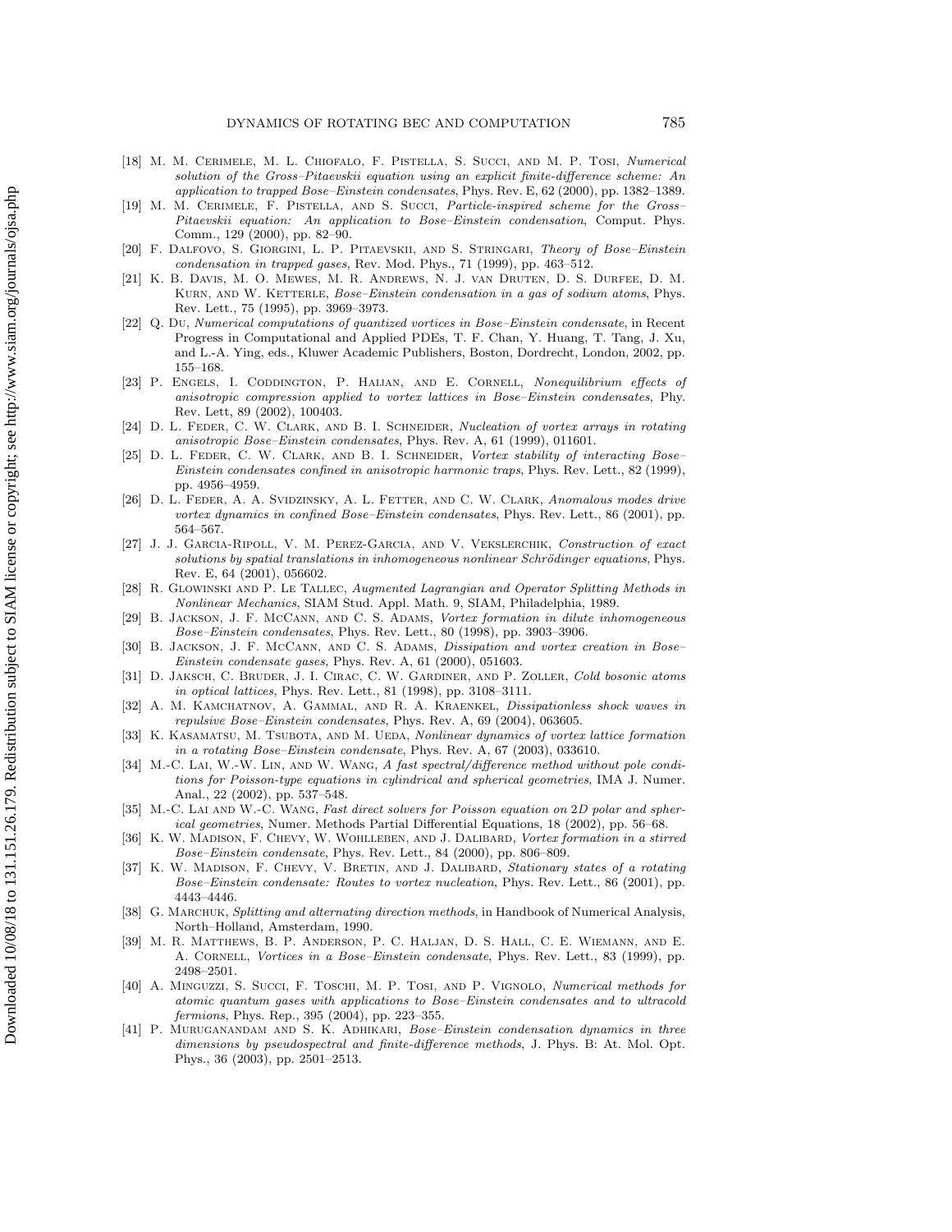[18] M. M. Cerimele, M. L. Chiofalo, F. Pistella, S. Succi, and M. P. Tosi, *Numerical solution of the Gross–Pitaevskii equation using an explicit finite-difference scheme: An application to trapped Bose–Einstein condensates*, Phys. Rev. E, 62 (2000), pp. 1382–1389.

[19] M. M. Cerimele, F. Pistella, and S. Succi, *Particle-inspired scheme for the Gross–Pitaevskii equation: An application to Bose–Einstein condensation*, Comput. Phys. Comm., 129 (2000), pp. 82–90.

[20] F. Dalfovo, S. Giorgini, L. P. Pitaevskii, and S. Stringari, *Theory of Bose–Einstein condensation in trapped gases*, Rev. Mod. Phys., 71 (1999), pp. 463–512.

[21] K. B. Davis, M. O. Mewes, M. R. Andrews, N. J. van Druten, D. S. Durfee, D. M. Kurn, and W. Ketterle, *Bose–Einstein condensation in a gas of sodium atoms*, Phys. Rev. Lett., 75 (1995), pp. 3969–3973.

[22] Q. Du, *Numerical computations of quantized vortices in Bose–Einstein condensate*, in Recent Progress in Computational and Applied PDEs, T. F. Chan, Y. Huang, T. Tang, J. Xu, and L.-A. Ying, eds., Kluwer Academic Publishers, Boston, Dordrecht, London, 2002, pp. 155–168.

[23] P. Engels, I. Coddington, P. Haijan, and E. Cornell, *Nonequilibrium effects of anisotropic compression applied to vortex lattices in Bose–Einstein condensates*, Phy. Rev. Lett, 89 (2002), 100403.

[24] D. L. Feder, C. W. Clark, and B. I. Schneider, *Nucleation of vortex arrays in rotating anisotropic Bose–Einstein condensates*, Phys. Rev. A, 61 (1999), 011601.

[25] D. L. Feder, C. W. Clark, and B. I. Schneider, *Vortex stability of interacting Bose–Einstein condensates confined in anisotropic harmonic traps*, Phys. Rev. Lett., 82 (1999), pp. 4956–4959.

[26] D. L. Feder, A. A. Svidzinsky, A. L. Fetter, and C. W. Clark, *Anomalous modes drive vortex dynamics in confined Bose–Einstein condensates*, Phys. Rev. Lett., 86 (2001), pp. 564–567.

[27] J. J. Garcia-Ripoll, V. M. Perez-Garcia, and V. Vekslerchik, *Construction of exact solutions by spatial translations in inhomogeneous nonlinear Schrödinger equations*, Phys. Rev. E, 64 (2001), 056602.

[28] R. Glowinski and P. Le Tallec, *Augmented Lagrangian and Operator Splitting Methods in Nonlinear Mechanics*, SIAM Stud. Appl. Math. 9, SIAM, Philadelphia, 1989.

[29] B. Jackson, J. F. McCann, and C. S. Adams, *Vortex formation in dilute inhomogeneous Bose–Einstein condensates*, Phys. Rev. Lett., 80 (1998), pp. 3903–3906.

[30] B. Jackson, J. F. McCann, and C. S. Adams, *Dissipation and vortex creation in Bose–Einstein condensate gases*, Phys. Rev. A, 61 (2000), 051603.

[31] D. Jaksch, C. Bruder, J. I. Cirac, C. W. Gardiner, and P. Zoller, *Cold bosonic atoms in optical lattices*, Phys. Rev. Lett., 81 (1998), pp. 3108–3111.

[32] A. M. Kamchatnov, A. Gammal, and R. A. Kraenkel, *Dissipationless shock waves in repulsive Bose–Einstein condensates*, Phys. Rev. A, 69 (2004), 063605.

[33] K. Kasamatsu, M. Tsubota, and M. Ueda, *Nonlinear dynamics of vortex lattice formation in a rotating Bose–Einstein condensate*, Phys. Rev. A, 67 (2003), 033610.

[34] M.-C. Lai, W.-W. Lin, and W. Wang, *A fast spectral/difference method without pole conditions for Poisson-type equations in cylindrical and spherical geometries*, IMA J. Numer. Anal., 22 (2002), pp. 537–548.

[35] M.-C. Lai and W.-C. Wang, *Fast direct solvers for Poisson equation on 2D polar and spherical geometries*, Numer. Methods Partial Differential Equations, 18 (2002), pp. 56–68.

[36] K. W. Madison, F. Chevy, W. Wohlleben, and J. Dalibard, *Vortex formation in a stirred Bose–Einstein condensate*, Phys. Rev. Lett., 84 (2000), pp. 806–809.

[37] K. W. Madison, F. Chevy, V. Bretin, and J. Dalibard, *Stationary states of a rotating Bose–Einstein condensate: Routes to vortex nucleation*, Phys. Rev. Lett., 86 (2001), pp. 4443–4446.

[38] G. Marchuk, *Splitting and alternating direction methods*, in Handbook of Numerical Analysis, North–Holland, Amsterdam, 1990.

[39] M. R. Matthews, B. P. Anderson, P. C. Haljan, D. S. Hall, C. E. Wiemann, and E. A. Cornell, *Vortices in a Bose–Einstein condensate*, Phys. Rev. Lett., 83 (1999), pp. 2498–2501.

[40] A. Minguzzi, S. Succi, F. Toschi, M. P. Tosi, and P. Vignolo, *Numerical methods for atomic quantum gases with applications to Bose–Einstein condensates and to ultracold fermions*, Phys. Rep., 395 (2004), pp. 223–355.

[41] P. Muruganandam and S. K. Adhikari, *Bose–Einstein condensation dynamics in three dimensions by pseudospectral and finite-difference methods*, J. Phys. B: At. Mol. Opt. Phys., 36 (2003), pp. 2501–2513.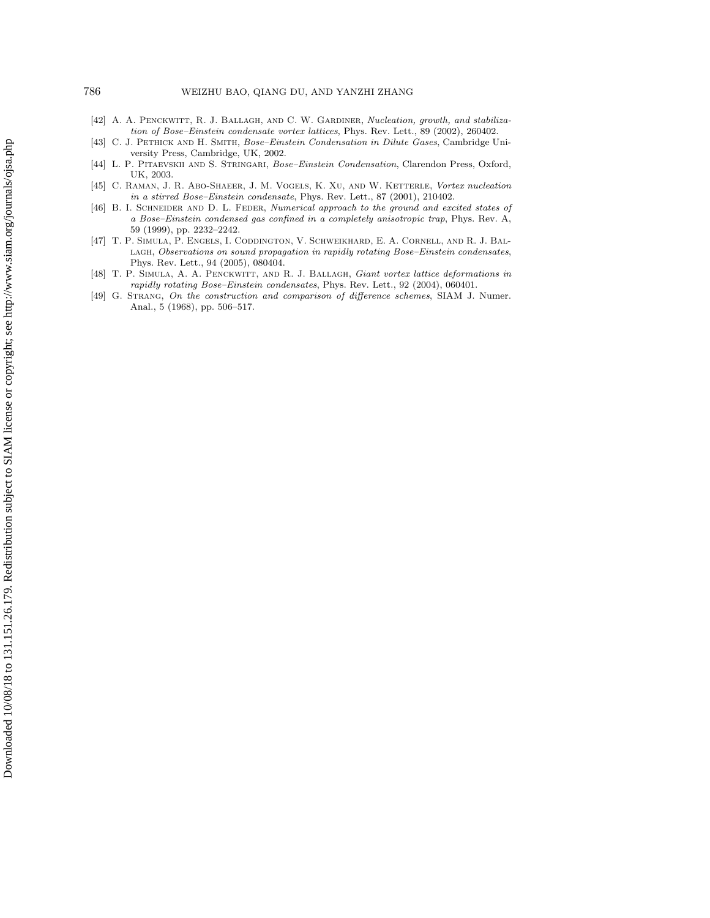[42] A. A. Penckwitt, R. J. Ballagh, and C. W. Gardiner, *Nucleation, growth, and stabilization of Bose–Einstein condensate vortex lattices*, Phys. Rev. Lett., 89 (2002), 260402.

[43] C. J. Pethick and H. Smith, *Bose–Einstein Condensation in Dilute Gases*, Cambridge University Press, Cambridge, UK, 2002.

[44] L. P. Pitaevskii and S. Stringari, *Bose–Einstein Condensation*, Clarendon Press, Oxford, UK, 2003.

[45] C. Raman, J. R. Abo-Shaeer, J. M. Vogels, K. Xu, and W. Ketterle, *Vortex nucleation in a stirred Bose–Einstein condensate*, Phys. Rev. Lett., 87 (2001), 210402.

[46] B. I. Schneider and D. L. Feder, *Numerical approach to the ground and excited states of a Bose–Einstein condensed gas confined in a completely anisotropic trap*, Phys. Rev. A, 59 (1999), pp. 2232–2242.

[47] T. P. Simula, P. Engels, I. Coddington, V. Schweikhard, E. A. Cornell, and R. J. Ballagh, *Observations on sound propagation in rapidly rotating Bose–Einstein condensates*, Phys. Rev. Lett., 94 (2005), 080404.

[48] T. P. Simula, A. A. Penckwitt, and R. J. Ballagh, *Giant vortex lattice deformations in rapidly rotating Bose–Einstein condensates*, Phys. Rev. Lett., 92 (2004), 060401.

[49] G. Strang, *On the construction and comparison of difference schemes*, SIAM J. Numer. Anal., 5 (1968), pp. 506–517.